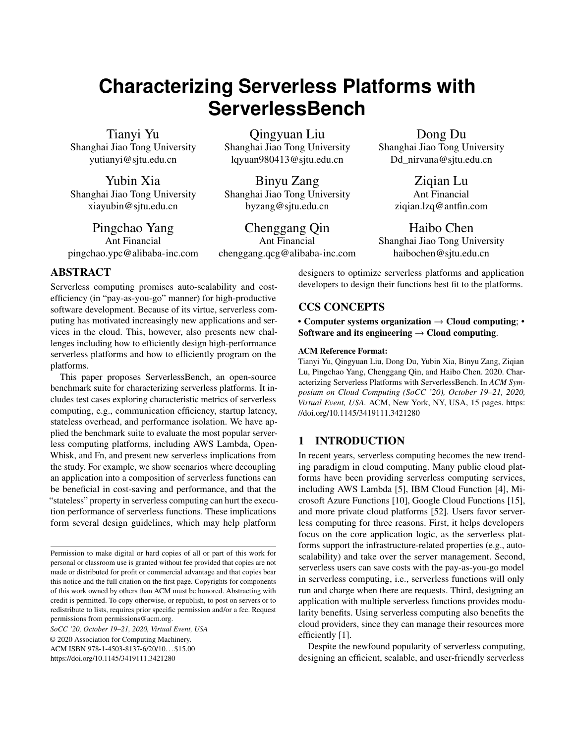# Characterizing Serverless Platforms with ServerlessBench

Tianyi Yu
Shanghai Jiao Tong University
yutianyi@sjtu.edu.cn

Qingyuan Liu
Shanghai Jiao Tong University
lqyuan980413@sjtu.edu.cn

Dong Du
Shanghai Jiao Tong University
Dd_nirvana@sjtu.edu.cn

Yubin Xia
Shanghai Jiao Tong University
xiayubin@sjtu.edu.cn

Binyu Zang
Shanghai Jiao Tong University
byzang@sjtu.edu.cn

Ziqian Lu
Ant Financial
ziqian.lzq@antfin.com

Pingchao Yang
Ant Financial
pingchao.ypc@alibaba-inc.com

Chenggang Qin
Ant Financial
chenggang.qcg@alibaba-inc.com

Haibo Chen
Shanghai Jiao Tong University
haibochen@sjtu.edu.cn

## ABSTRACT

Serverless computing promises auto-scalability and cost-efficiency (in "pay-as-you-go" manner) for high-productive software development. Because of its virtue, serverless computing has motivated increasingly new applications and services in the cloud. This, however, also presents new challenges including how to efficiently design high-performance serverless platforms and how to efficiently program on the platforms.

This paper proposes ServerlessBench, an open-source benchmark suite for characterizing serverless platforms. It includes test cases exploring characteristic metrics of serverless computing, e.g., communication efficiency, startup latency, stateless overhead, and performance isolation. We have applied the benchmark suite to evaluate the most popular serverless computing platforms, including AWS Lambda, OpenWhisk, and Fn, and present new serverless implications from the study. For example, we show scenarios where decoupling an application into a composition of serverless functions can be beneficial in cost-saving and performance, and that the "stateless" property in serverless computing can hurt the execution performance of serverless functions. These implications form several design guidelines, which may help platform designers to optimize serverless platforms and application developers to design their functions best fit to the platforms.

## CCS CONCEPTS

• **Computer systems organization → Cloud computing**; • **Software and its engineering → Cloud computing**.

**ACM Reference Format:**

Tianyi Yu, Qingyuan Liu, Dong Du, Yubin Xia, Binyu Zang, Ziqian Lu, Pingchao Yang, Chenggang Qin, and Haibo Chen. 2020. Characterizing Serverless Platforms with ServerlessBench. In *ACM Symposium on Cloud Computing (SoCC '20), October 19–21, 2020, Virtual Event, USA*. ACM, New York, NY, USA, 15 pages. https://doi.org/10.1145/3419111.3421280

Permission to make digital or hard copies of all or part of this work for personal or classroom use is granted without fee provided that copies are not made or distributed for profit or commercial advantage and that copies bear this notice and the full citation on the first page. Copyrights for components of this work owned by others than ACM must be honored. Abstracting with credit is permitted. To copy otherwise, or republish, to post on servers or to redistribute to lists, requires prior specific permission and/or a fee. Request permissions from permissions@acm.org.

*SoCC '20, October 19–21, 2020, Virtual Event, USA*
© 2020 Association for Computing Machinery.
ACM ISBN 978-1-4503-8137-6/20/10...$15.00
https://doi.org/10.1145/3419111.3421280

## 1 INTRODUCTION

In recent years, serverless computing becomes the new trending paradigm in cloud computing. Many public cloud platforms have been providing serverless computing services, including AWS Lambda [5], IBM Cloud Function [4], Microsoft Azure Functions [10], Google Cloud Functions [15], and more private cloud platforms [52]. Users favor serverless computing for three reasons. First, it helps developers focus on the core application logic, as the serverless platforms support the infrastructure-related properties (e.g., autoscalability) and take over the server management. Second, serverless users can save costs with the pay-as-you-go model in serverless computing, i.e., serverless functions will only run and charge when there are requests. Third, designing an application with multiple serverless functions provides modularity benefits. Using serverless computing also benefits the cloud providers, since they can manage their resources more efficiently [1].

Despite the newfound popularity of serverless computing, designing an efficient, scalable, and user-friendly serverless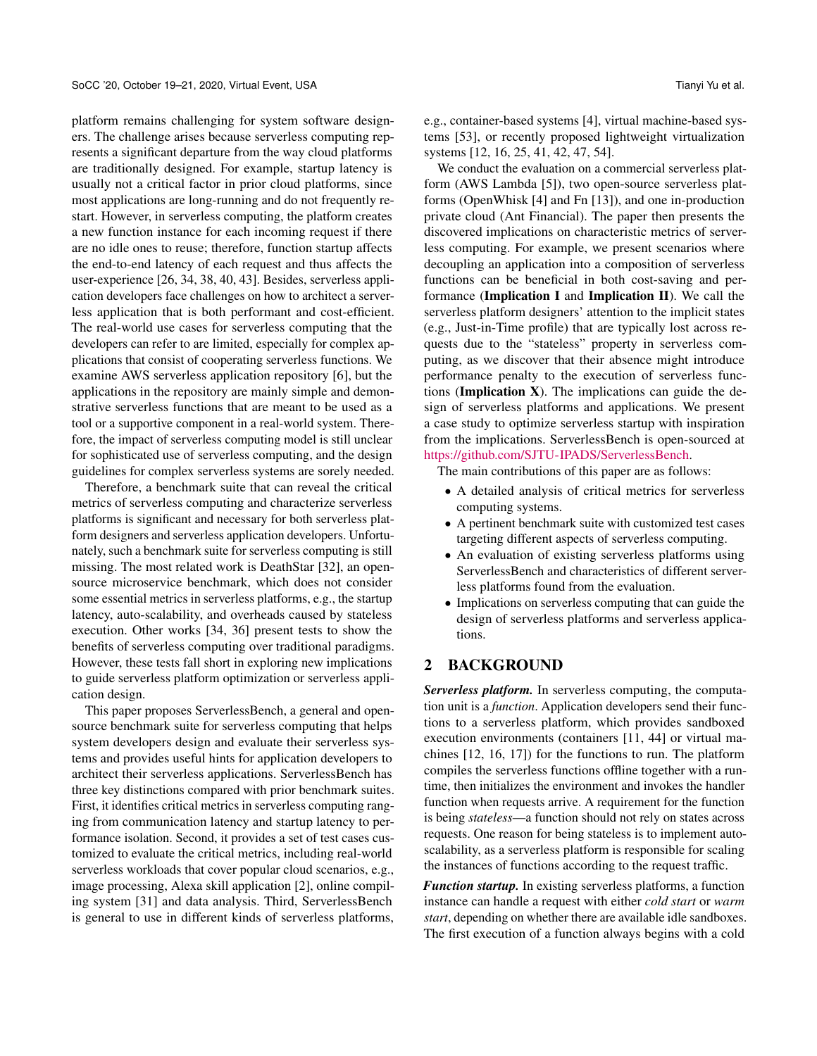platform remains challenging for system software designers. The challenge arises because serverless computing represents a significant departure from the way cloud platforms are traditionally designed. For example, startup latency is usually not a critical factor in prior cloud platforms, since most applications are long-running and do not frequently restart. However, in serverless computing, the platform creates a new function instance for each incoming request if there are no idle ones to reuse; therefore, function startup affects the end-to-end latency of each request and thus affects the user-experience [26, 34, 38, 40, 43]. Besides, serverless application developers face challenges on how to architect a serverless application that is both performant and cost-efficient. The real-world use cases for serverless computing that the developers can refer to are limited, especially for complex applications that consist of cooperating serverless functions. We examine AWS serverless application repository [6], but the applications in the repository are mainly simple and demonstrative serverless functions that are meant to be used as a tool or a supportive component in a real-world system. Therefore, the impact of serverless computing model is still unclear for sophisticated use of serverless computing, and the design guidelines for complex serverless systems are sorely needed.

Therefore, a benchmark suite that can reveal the critical metrics of serverless computing and characterize serverless platforms is significant and necessary for both serverless platform designers and serverless application developers. Unfortunately, such a benchmark suite for serverless computing is still missing. The most related work is DeathStar [32], an open-source microservice benchmark, which does not consider some essential metrics in serverless platforms, e.g., the startup latency, auto-scalability, and overheads caused by stateless execution. Other works [34, 36] present tests to show the benefits of serverless computing over traditional paradigms. However, these tests fall short in exploring new implications to guide serverless platform optimization or serverless application design.

This paper proposes ServerlessBench, a general and open-source benchmark suite for serverless computing that helps system developers design and evaluate their serverless systems and provides useful hints for application developers to architect their serverless applications. ServerlessBench has three key distinctions compared with prior benchmark suites. First, it identifies critical metrics in serverless computing ranging from communication latency and startup latency to performance isolation. Second, it provides a set of test cases customized to evaluate the critical metrics, including real-world serverless workloads that cover popular cloud scenarios, e.g., image processing, Alexa skill application [2], online compiling system [31] and data analysis. Third, ServerlessBench is general to use in different kinds of serverless platforms, e.g., container-based systems [4], virtual machine-based systems [53], or recently proposed lightweight virtualization systems [12, 16, 25, 41, 42, 47, 54].

We conduct the evaluation on a commercial serverless platform (AWS Lambda [5]), two open-source serverless platforms (OpenWhisk [4] and Fn [13]), and one in-production private cloud (Ant Financial). The paper then presents the discovered implications on characteristic metrics of serverless computing. For example, we present scenarios where decoupling an application into a composition of serverless functions can be beneficial in both cost-saving and performance (**Implication I** and **Implication II**). We call the serverless platform designers' attention to the implicit states (e.g., Just-in-Time profile) that are typically lost across requests due to the "stateless" property in serverless computing, as we discover that their absence might introduce performance penalty to the execution of serverless functions (**Implication X**). The implications can guide the design of serverless platforms and applications. We present a case study to optimize serverless startup with inspiration from the implications. ServerlessBench is open-sourced at https://github.com/SJTU-IPADS/ServerlessBench.

The main contributions of this paper are as follows:

- A detailed analysis of critical metrics for serverless computing systems.
- A pertinent benchmark suite with customized test cases targeting different aspects of serverless computing.
- An evaluation of existing serverless platforms using ServerlessBench and characteristics of different serverless platforms found from the evaluation.
- Implications on serverless computing that can guide the design of serverless platforms and serverless applications.

## 2 BACKGROUND

***Serverless platform.*** In serverless computing, the computation unit is a *function*. Application developers send their functions to a serverless platform, which provides sandboxed execution environments (containers [11, 44] or virtual machines [12, 16, 17]) for the functions to run. The platform compiles the serverless functions offline together with a runtime, then initializes the environment and invokes the handler function when requests arrive. A requirement for the function is being *stateless*—a function should not rely on states across requests. One reason for being stateless is to implement auto-scalability, as a serverless platform is responsible for scaling the instances of functions according to the request traffic.

***Function startup.*** In existing serverless platforms, a function instance can handle a request with either *cold start* or *warm start*, depending on whether there are available idle sandboxes. The first execution of a function always begins with a cold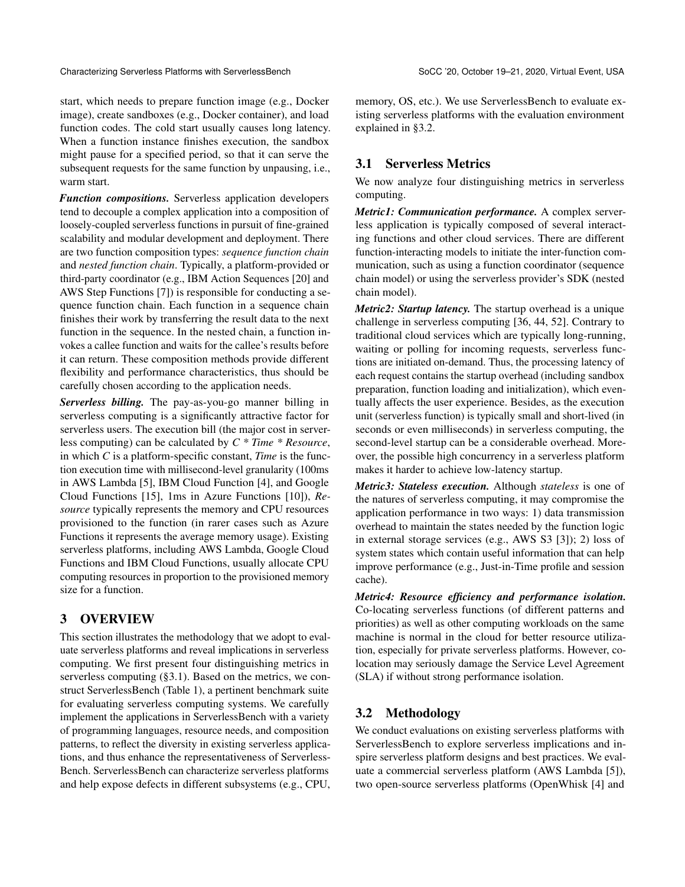start, which needs to prepare function image (e.g., Docker image), create sandboxes (e.g., Docker container), and load function codes. The cold start usually causes long latency. When a function instance finishes execution, the sandbox might pause for a specified period, so that it can serve the subsequent requests for the same function by unpausing, i.e., warm start.

***Function compositions.*** Serverless application developers tend to decouple a complex application into a composition of loosely-coupled serverless functions in pursuit of fine-grained scalability and modular development and deployment. There are two function composition types: *sequence function chain* and *nested function chain*. Typically, a platform-provided or third-party coordinator (e.g., IBM Action Sequences [20] and AWS Step Functions [7]) is responsible for conducting a sequence function chain. Each function in a sequence chain finishes their work by transferring the result data to the next function in the sequence. In the nested chain, a function invokes a callee function and waits for the callee's results before it can return. These composition methods provide different flexibility and performance characteristics, thus should be carefully chosen according to the application needs.

***Serverless billing.*** The pay-as-you-go manner billing in serverless computing is a significantly attractive factor for serverless users. The execution bill (the major cost in serverless computing) can be calculated by *C * Time * Resource*, in which *C* is a platform-specific constant, *Time* is the function execution time with millisecond-level granularity (100ms in AWS Lambda [5], IBM Cloud Function [4], and Google Cloud Functions [15], 1ms in Azure Functions [10]), *Resource* typically represents the memory and CPU resources provisioned to the function (in rarer cases such as Azure Functions it represents the average memory usage). Existing serverless platforms, including AWS Lambda, Google Cloud Functions and IBM Cloud Functions, usually allocate CPU computing resources in proportion to the provisioned memory size for a function.

# 3 OVERVIEW

This section illustrates the methodology that we adopt to evaluate serverless platforms and reveal implications in serverless computing. We first present four distinguishing metrics in serverless computing (§3.1). Based on the metrics, we construct ServerlessBench (Table 1), a pertinent benchmark suite for evaluating serverless computing systems. We carefully implement the applications in ServerlessBench with a variety of programming languages, resource needs, and composition patterns, to reflect the diversity in existing serverless applications, and thus enhance the representativeness of ServerlessBench. ServerlessBench can characterize serverless platforms and help expose defects in different subsystems (e.g., CPU, memory, OS, etc.). We use ServerlessBench to evaluate existing serverless platforms with the evaluation environment explained in §3.2.

## 3.1 Serverless Metrics

We now analyze four distinguishing metrics in serverless computing.

***Metric1: Communication performance.*** A complex serverless application is typically composed of several interacting functions and other cloud services. There are different function-interacting models to initiate the inter-function communication, such as using a function coordinator (sequence chain model) or using the serverless provider's SDK (nested chain model).

***Metric2: Startup latency.*** The startup overhead is a unique challenge in serverless computing [36, 44, 52]. Contrary to traditional cloud services which are typically long-running, waiting or polling for incoming requests, serverless functions are initiated on-demand. Thus, the processing latency of each request contains the startup overhead (including sandbox preparation, function loading and initialization), which eventually affects the user experience. Besides, as the execution unit (serverless function) is typically small and short-lived (in seconds or even milliseconds) in serverless computing, the second-level startup can be a considerable overhead. Moreover, the possible high concurrency in a serverless platform makes it harder to achieve low-latency startup.

***Metric3: Stateless execution.*** Although *stateless* is one of the natures of serverless computing, it may compromise the application performance in two ways: 1) data transmission overhead to maintain the states needed by the function logic in external storage services (e.g., AWS S3 [3]); 2) loss of system states which contain useful information that can help improve performance (e.g., Just-in-Time profile and session cache).

***Metric4: Resource efficiency and performance isolation.*** Co-locating serverless functions (of different patterns and priorities) as well as other computing workloads on the same machine is normal in the cloud for better resource utilization, especially for private serverless platforms. However, colocation may seriously damage the Service Level Agreement (SLA) if without strong performance isolation.

## 3.2 Methodology

We conduct evaluations on existing serverless platforms with ServerlessBench to explore serverless implications and inspire serverless platform designs and best practices. We evaluate a commercial serverless platform (AWS Lambda [5]), two open-source serverless platforms (OpenWhisk [4] and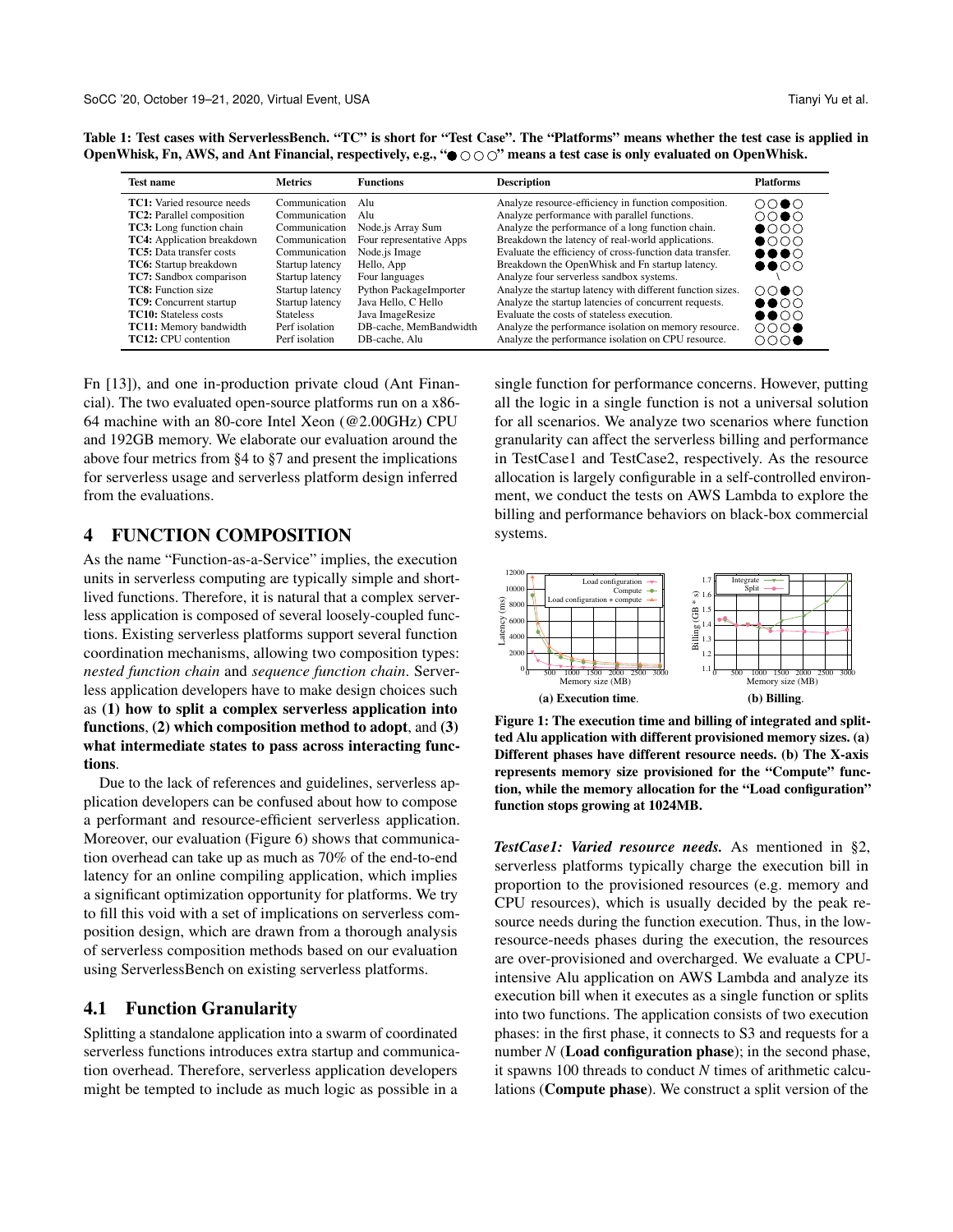Table 1: Test cases with ServerlessBench. "TC" is short for "Test Case". The "Platforms" means whether the test case is applied in OpenWhisk, Fn, AWS, and Ant Financial, respectively, e.g., "●○○○" means a test case is only evaluated on OpenWhisk.

| Test name | Metrics | Functions | Description | Platforms |
|---|---|---|---|---|
| **TC1:** Varied resource needs | Communication | Alu | Analyze resource-efficiency in function composition. | ○○●○ |
| **TC2:** Parallel composition | Communication | Alu | Analyze performance with parallel functions. | ○○●○ |
| **TC3:** Long function chain | Communication | Node.js Array Sum | Analyze the performance of a long function chain. | ●○○○ |
| **TC4:** Application breakdown | Communication | Four representative Apps | Breakdown the latency of real-world applications. | ●○○○ |
| **TC5:** Data transfer costs | Communication | Node.js Image | Evaluate the efficiency of cross-function data transfer. | ●●●○ |
| **TC6:** Startup breakdown | Startup latency | Hello, App | Breakdown the OpenWhisk and Fn startup latency. | ●●○○ |
| **TC7:** Sandbox comparison | Startup latency | Four languages | Analyze four serverless sandbox systems. | \ |
| **TC8:** Function size | Startup latency | Python PackageImporter | Analyze the startup latency with different function sizes. | ○○●○ |
| **TC9:** Concurrent startup | Startup latency | Java Hello, C Hello | Analyze the startup latencies of concurrent requests. | ●●○○ |
| **TC10:** Stateless costs | Stateless | Java ImageResize | Evaluate the costs of stateless execution. | ●●○○ |
| **TC11:** Memory bandwidth | Perf isolation | DB-cache, MemBandwidth | Analyze the performance isolation on memory resource. | ○○○● |
| **TC12:** CPU contention | Perf isolation | DB-cache, Alu | Analyze the performance isolation on CPU resource. | ○○○● |

Fn [13]), and one in-production private cloud (Ant Financial). The two evaluated open-source platforms run on a x86-64 machine with an 80-core Intel Xeon (@2.00GHz) CPU and 192GB memory. We elaborate our evaluation around the above four metrics from §4 to §7 and present the implications for serverless usage and serverless platform design inferred from the evaluations.

## 4 FUNCTION COMPOSITION

As the name "Function-as-a-Service" implies, the execution units in serverless computing are typically simple and short-lived functions. Therefore, it is natural that a complex serverless application is composed of several loosely-coupled functions. Existing serverless platforms support several function coordination mechanisms, allowing two composition types: *nested function chain* and *sequence function chain*. Serverless application developers have to make design choices such as **(1) how to split a complex serverless application into functions**, **(2) which composition method to adopt**, and **(3) what intermediate states to pass across interacting functions**.

Due to the lack of references and guidelines, serverless application developers can be confused about how to compose a performant and resource-efficient serverless application. Moreover, our evaluation (Figure 6) shows that communication overhead can take up as much as 70% of the end-to-end latency for an online compiling application, which implies a significant optimization opportunity for platforms. We try to fill this void with a set of implications on serverless composition design, which are drawn from a thorough analysis of serverless composition methods based on our evaluation using ServerlessBench on existing serverless platforms.

### 4.1 Function Granularity

Splitting a standalone application into a swarm of coordinated serverless functions introduces extra startup and communication overhead. Therefore, serverless application developers might be tempted to include as much logic as possible in a single function for performance concerns. However, putting all the logic in a single function is not a universal solution for all scenarios. We analyze two scenarios where function granularity can affect the serverless billing and performance in TestCase1 and TestCase2, respectively. As the resource allocation is largely configurable in a self-controlled environment, we conduct the tests on AWS Lambda to explore the billing and performance behaviors on black-box commercial systems.

(a) Execution time. (b) Billing.

**Figure 1: The execution time and billing of integrated and splitted Alu application with different provisioned memory sizes. (a) Different phases have different resource needs. (b) The X-axis represents memory size provisioned for the "Compute" function, while the memory allocation for the "Load configuration" function stops growing at 1024MB.**

***TestCase1: Varied resource needs.*** As mentioned in §2, serverless platforms typically charge the execution bill in proportion to the provisioned resources (e.g. memory and CPU resources), which is usually decided by the peak resource needs during the function execution. Thus, in the low-resource-needs phases during the execution, the resources are over-provisioned and overcharged. We evaluate a CPU-intensive Alu application on AWS Lambda and analyze its execution bill when it executes as a single function or splits into two functions. The application consists of two execution phases: in the first phase, it connects to S3 and requests for a number *N* (**Load configuration phase**); in the second phase, it spawns 100 threads to conduct *N* times of arithmetic calculations (**Compute phase**). We construct a split version of the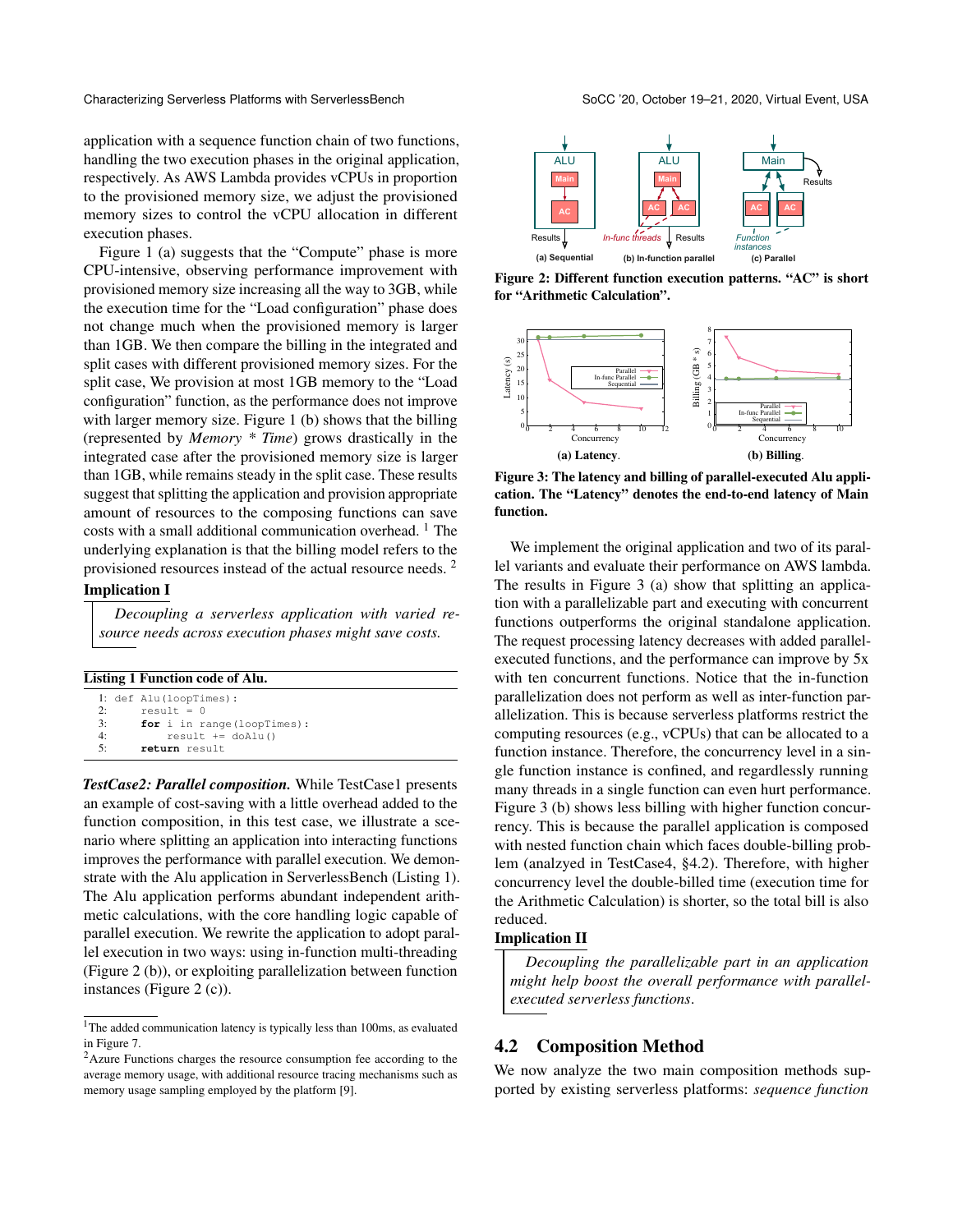application with a sequence function chain of two functions, handling the two execution phases in the original application, respectively. As AWS Lambda provides vCPUs in proportion to the provisioned memory size, we adjust the provisioned memory sizes to control the vCPU allocation in different execution phases.

Figure 1 (a) suggests that the "Compute" phase is more CPU-intensive, observing performance improvement with provisioned memory size increasing all the way to 3GB, while the execution time for the "Load configuration" phase does not change much when the provisioned memory is larger than 1GB. We then compare the billing in the integrated and split cases with different provisioned memory sizes. For the split case, We provision at most 1GB memory to the "Load configuration" function, as the performance does not improve with larger memory size. Figure 1 (b) shows that the billing (represented by *Memory* * *Time*) grows drastically in the integrated case after the provisioned memory size is larger than 1GB, while remains steady in the split case. These results suggest that splitting the application and provision appropriate amount of resources to the composing functions can save costs with a small additional communication overhead. [1] The underlying explanation is that the billing model refers to the provisioned resources instead of the actual resource needs. [2]

**Implication I**

> *Decoupling a serverless application with varied resource needs across execution phases might save costs.*

**Listing 1 Function code of Alu.**

```
1: def Alu(loopTimes):
2:     result = 0
3:     for i in range(loopTimes):
4:         result += doAlu()
5:     return result
```

***TestCase2: Parallel composition.*** While TestCase1 presents an example of cost-saving with a little overhead added to the function composition, in this test case, we illustrate a scenario where splitting an application into interacting functions improves the performance with parallel execution. We demonstrate with the Alu application in ServerlessBench (Listing 1). The Alu application performs abundant independent arithmetic calculations, with the core handling logic capable of parallel execution. We rewrite the application to adopt parallel execution in two ways: using in-function multi-threading (Figure 2 (b)), or exploiting parallelization between function instances (Figure 2 (c)).

[1] The added communication latency is typically less than 100ms, as evaluated in Figure 7.

[2] Azure Functions charges the resource consumption fee according to the average memory usage, with additional resource tracing mechanisms such as memory usage sampling employed by the platform [9].

**Figure 2: Different function execution patterns. "AC" is short for "Arithmetic Calculation".**

**Figure 3: The latency and billing of parallel-executed Alu application. The "Latency" denotes the end-to-end latency of Main function.**

We implement the original application and two of its parallel variants and evaluate their performance on AWS lambda. The results in Figure 3 (a) show that splitting an application with a parallelizable part and executing with concurrent functions outperforms the original standalone application. The request processing latency decreases with added parallel-executed functions, and the performance can improve by 5x with ten concurrent functions. Notice that the in-function parallelization does not perform as well as inter-function parallelization. This is because serverless platforms restrict the computing resources (e.g., vCPUs) that can be allocated to a function instance. Therefore, the concurrency level in a single function instance is confined, and regardlessly running many threads in a single function can even hurt performance. Figure 3 (b) shows less billing with higher function concurrency. This is because the parallel application is composed with nested function chain which faces double-billing problem (analzyed in TestCase4, §4.2). Therefore, with higher concurrency level the double-billed time (execution time for the Arithmetic Calculation) is shorter, so the total bill is also reduced.

**Implication II**

> *Decoupling the parallelizable part in an application might help boost the overall performance with parallel-executed serverless functions.*

## 4.2 Composition Method

We now analyze the two main composition methods supported by existing serverless platforms: *sequence function*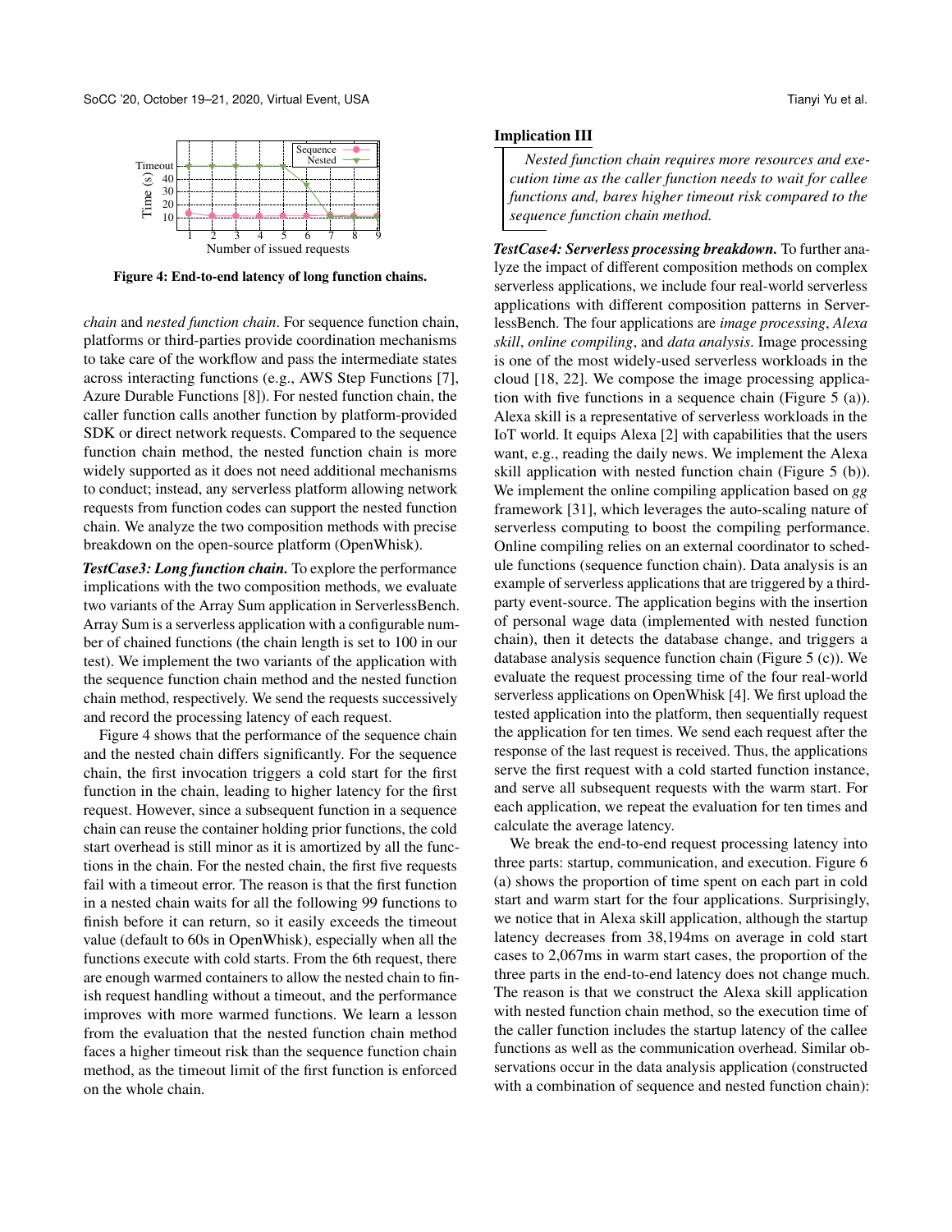Figure 4: End-to-end latency of long function chains.

*chain* and *nested function chain*. For sequence function chain, platforms or third-parties provide coordination mechanisms to take care of the workflow and pass the intermediate states across interacting functions (e.g., AWS Step Functions [7], Azure Durable Functions [8]). For nested function chain, the caller function calls another function by platform-provided SDK or direct network requests. Compared to the sequence function chain method, the nested function chain is more widely supported as it does not need additional mechanisms to conduct; instead, any serverless platform allowing network requests from function codes can support the nested function chain. We analyze the two composition methods with precise breakdown on the open-source platform (OpenWhisk).

***TestCase3: Long function chain.*** To explore the performance implications with the two composition methods, we evaluate two variants of the Array Sum application in ServerlessBench. Array Sum is a serverless application with a configurable number of chained functions (the chain length is set to 100 in our test). We implement the two variants of the application with the sequence function chain method and the nested function chain method, respectively. We send the requests successively and record the processing latency of each request.

Figure 4 shows that the performance of the sequence chain and the nested chain differs significantly. For the sequence chain, the first invocation triggers a cold start for the first function in the chain, leading to higher latency for the first request. However, since a subsequent function in a sequence chain can reuse the container holding prior functions, the cold start overhead is still minor as it is amortized by all the functions in the chain. For the nested chain, the first five requests fail with a timeout error. The reason is that the first function in a nested chain waits for all the following 99 functions to finish before it can return, so it easily exceeds the timeout value (default to 60s in OpenWhisk), especially when all the functions execute with cold starts. From the 6th request, there are enough warmed containers to allow the nested chain to finish request handling without a timeout, and the performance improves with more warmed functions. We learn a lesson from the evaluation that the nested function chain method faces a higher timeout risk than the sequence function chain method, as the timeout limit of the first function is enforced on the whole chain.

**Implication III**

> *Nested function chain requires more resources and execution time as the caller function needs to wait for callee functions and, bares higher timeout risk compared to the sequence function chain method.*

***TestCase4: Serverless processing breakdown.*** To further analyze the impact of different composition methods on complex serverless applications, we include four real-world serverless applications with different composition patterns in ServerlessBench. The four applications are *image processing*, *Alexa skill*, *online compiling*, and *data analysis*. Image processing is one of the most widely-used serverless workloads in the cloud [18, 22]. We compose the image processing application with five functions in a sequence chain (Figure 5 (a)). Alexa skill is a representative of serverless workloads in the IoT world. It equips Alexa [2] with capabilities that the users want, e.g., reading the daily news. We implement the Alexa skill application with nested function chain (Figure 5 (b)). We implement the online compiling application based on *gg* framework [31], which leverages the auto-scaling nature of serverless computing to boost the compiling performance. Online compiling relies on an external coordinator to schedule functions (sequence function chain). Data analysis is an example of serverless applications that are triggered by a third-party event-source. The application begins with the insertion of personal wage data (implemented with nested function chain), then it detects the database change, and triggers a database analysis sequence function chain (Figure 5 (c)). We evaluate the request processing time of the four real-world serverless applications on OpenWhisk [4]. We first upload the tested application into the platform, then sequentially request the application for ten times. We send each request after the response of the last request is received. Thus, the applications serve the first request with a cold started function instance, and serve all subsequent requests with the warm start. For each application, we repeat the evaluation for ten times and calculate the average latency.

We break the end-to-end request processing latency into three parts: startup, communication, and execution. Figure 6 (a) shows the proportion of time spent on each part in cold start and warm start for the four applications. Surprisingly, we notice that in Alexa skill application, although the startup latency decreases from 38,194ms on average in cold start cases to 2,067ms in warm start cases, the proportion of the three parts in the end-to-end latency does not change much. The reason is that we construct the Alexa skill application with nested function chain method, so the execution time of the caller function includes the startup latency of the callee functions as well as the communication overhead. Similar observations occur in the data analysis application (constructed with a combination of sequence and nested function chain):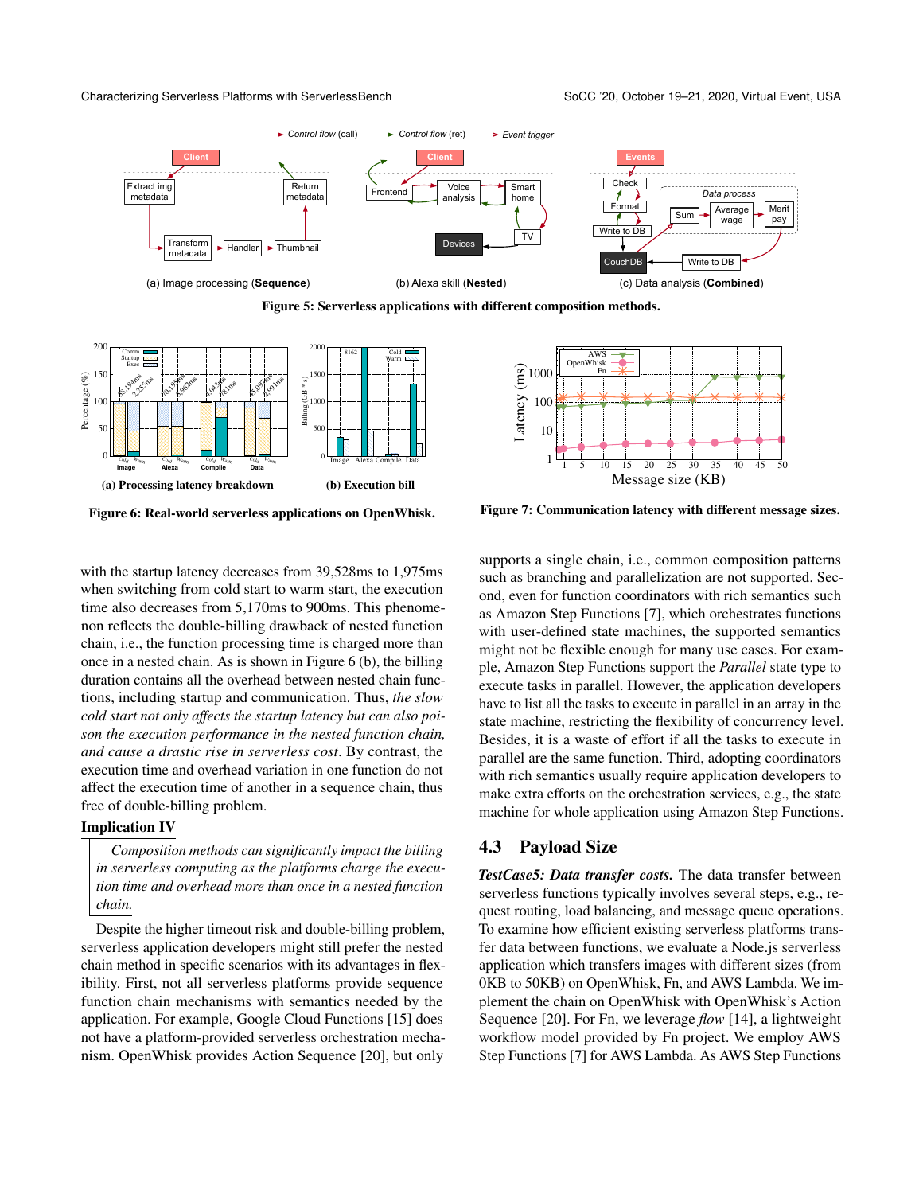Figure 5: Serverless applications with different composition methods.

(a) Image processing (**Sequence**) (b) Alexa skill (**Nested**) (c) Data analysis (**Combined**)

**(a) Processing latency breakdown** **(b) Execution bill**

**Figure 6: Real-world serverless applications on OpenWhisk.**

**Figure 7: Communication latency with different message sizes.**

with the startup latency decreases from 39,528ms to 1,975ms when switching from cold start to warm start, the execution time also decreases from 5,170ms to 900ms. This phenomenon reflects the double-billing drawback of nested function chain, i.e., the function processing time is charged more than once in a nested chain. As is shown in Figure 6 (b), the billing duration contains all the overhead between nested chain functions, including startup and communication. Thus, *the slow cold start not only affects the startup latency but can also poison the execution performance in the nested function chain, and cause a drastic rise in serverless cost*. By contrast, the execution time and overhead variation in one function do not affect the execution time of another in a sequence chain, thus free of double-billing problem.

**Implication IV**

> *Composition methods can significantly impact the billing in serverless computing as the platforms charge the execution time and overhead more than once in a nested function chain.*

Despite the higher timeout risk and double-billing problem, serverless application developers might still prefer the nested chain method in specific scenarios with its advantages in flexibility. First, not all serverless platforms provide serverless function chain mechanisms with semantics needed by the application. For example, Google Cloud Functions [15] does not have a platform-provided serverless orchestration mechanism. OpenWhisk provides Action Sequence [20], but only supports a single chain, i.e., common composition patterns such as branching and parallelization are not supported. Second, even for function coordinators with rich semantics such as Amazon Step Functions [7], which orchestrates functions with user-defined state machines, the supported semantics might not be flexible enough for many use cases. For example, Amazon Step Functions support the *Parallel* state type to execute tasks in parallel. However, the application developers have to list all the tasks to execute in parallel in an array in the state machine, restricting the flexibility of concurrency level. Besides, it is a waste of effort if all the tasks to execute in parallel are the same function. Third, adopting coordinators with rich semantics usually require application developers to make extra efforts on the orchestration services, e.g., the state machine for whole application using Amazon Step Functions.

## 4.3 Payload Size

***TestCase5: Data transfer costs.*** The data transfer between serverless functions typically involves several steps, e.g., request routing, load balancing, and message queue operations. To examine how efficient existing serverless platforms transfer data between functions, we evaluate a Node.js serverless application which transfers images with different sizes (from 0KB to 50KB) on OpenWhisk, Fn, and AWS Lambda. We implement the chain on OpenWhisk with OpenWhisk's Action Sequence [20]. For Fn, we leverage *flow* [14], a lightweight workflow model provided by Fn project. We employ AWS Step Functions [7] for AWS Lambda. As AWS Step Functions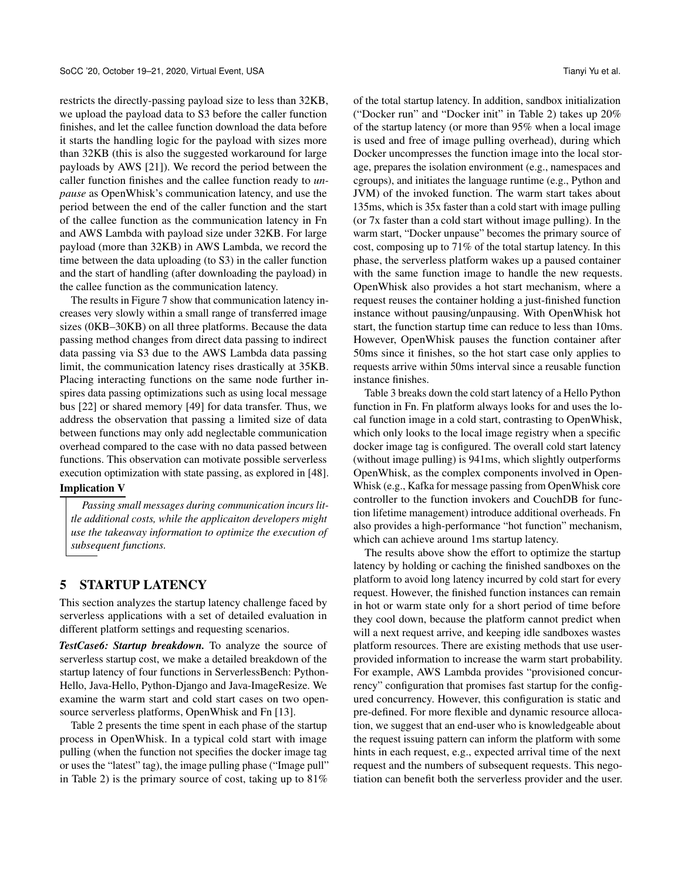restricts the directly-passing payload size to less than 32KB, we upload the payload data to S3 before the caller function finishes, and let the callee function download the data before it starts the handling logic for the payload with sizes more than 32KB (this is also the suggested workaround for large payloads by AWS [21]). We record the period between the caller function finishes and the callee function ready to *unpause* as OpenWhisk's communication latency, and use the period between the end of the caller function and the start of the callee function as the communication latency in Fn and AWS Lambda with payload size under 32KB. For large payload (more than 32KB) in AWS Lambda, we record the time between the data uploading (to S3) in the caller function and the start of handling (after downloading the payload) in the callee function as the communication latency.

The results in Figure 7 show that communication latency increases very slowly within a small range of transferred image sizes (0KB–30KB) on all three platforms. Because the data passing method changes from direct data passing to indirect data passing via S3 due to the AWS Lambda data passing limit, the communication latency rises drastically at 35KB. Placing interacting functions on the same node further inspires data passing optimizations such as using local message bus [22] or shared memory [49] for data transfer. Thus, we address the observation that passing a limited size of data between functions may only add neglectable communication overhead compared to the case with no data passed between functions. This observation can motivate possible serverless execution optimization with state passing, as explored in [48].

**Implication V**

> *Passing small messages during communication incurs little additional costs, while the applicaiton developers might use the takeaway information to optimize the execution of subsequent functions.*

## 5 STARTUP LATENCY

This section analyzes the startup latency challenge faced by serverless applications with a set of detailed evaluation in different platform settings and requesting scenarios.

***TestCase6: Startup breakdown.*** To analyze the source of serverless startup cost, we make a detailed breakdown of the startup latency of four functions in ServerlessBench: Python-Hello, Java-Hello, Python-Django and Java-ImageResize. We examine the warm start and cold start cases on two open-source serverless platforms, OpenWhisk and Fn [13].

Table 2 presents the time spent in each phase of the startup process in OpenWhisk. In a typical cold start with image pulling (when the function not specifies the docker image tag or uses the "latest" tag), the image pulling phase ("Image pull" in Table 2) is the primary source of cost, taking up to 81% of the total startup latency. In addition, sandbox initialization ("Docker run" and "Docker init" in Table 2) takes up 20% of the startup latency (or more than 95% when a local image is used and free of image pulling overhead), during which Docker uncompresses the function image into the local storage, prepares the isolation environment (e.g., namespaces and cgroups), and initiates the language runtime (e.g., Python and JVM) of the invoked function. The warm start takes about 135ms, which is 35x faster than a cold start with image pulling (or 7x faster than a cold start without image pulling). In the warm start, "Docker unpause" becomes the primary source of cost, composing up to 71% of the total startup latency. In this phase, the serverless platform wakes up a paused container with the same function image to handle the new requests. OpenWhisk also provides a hot start mechanism, where a request reuses the container holding a just-finished function instance without pausing/unpausing. With OpenWhisk hot start, the function startup time can reduce to less than 10ms. However, OpenWhisk pauses the function container after 50ms since it finishes, so the hot start case only applies to requests arrive within 50ms interval since a reusable function instance finishes.

Table 3 breaks down the cold start latency of a Hello Python function in Fn. Fn platform always looks for and uses the local function image in a cold start, contrasting to OpenWhisk, which only looks to the local image registry when a specific docker image tag is configured. The overall cold start latency (without image pulling) is 941ms, which slightly outperforms OpenWhisk, as the complex components involved in OpenWhisk (e.g., Kafka for message passing from OpenWhisk core controller to the function invokers and CouchDB for function lifetime management) introduce additional overheads. Fn also provides a high-performance "hot function" mechanism, which can achieve around 1ms startup latency.

The results above show the effort to optimize the startup latency by holding or caching the finished sandboxes on the platform to avoid long latency incurred by cold start for every request. However, the finished function instances can remain in hot or warm state only for a short period of time before they cool down, because the platform cannot predict when will a next request arrive, and keeping idle sandboxes wastes platform resources. There are existing methods that use user-provided information to increase the warm start probability. For example, AWS Lambda provides "provisioned concurrency" configuration that promises fast startup for the configured concurrency. However, this configuration is static and pre-defined. For more flexible and dynamic resource allocation, we suggest that an end-user who is knowledgeable about the request issuing pattern can inform the platform with some hints in each request, e.g., expected arrival time of the next request and the numbers of subsequent requests. This negotiation can benefit both the serverless provider and the user.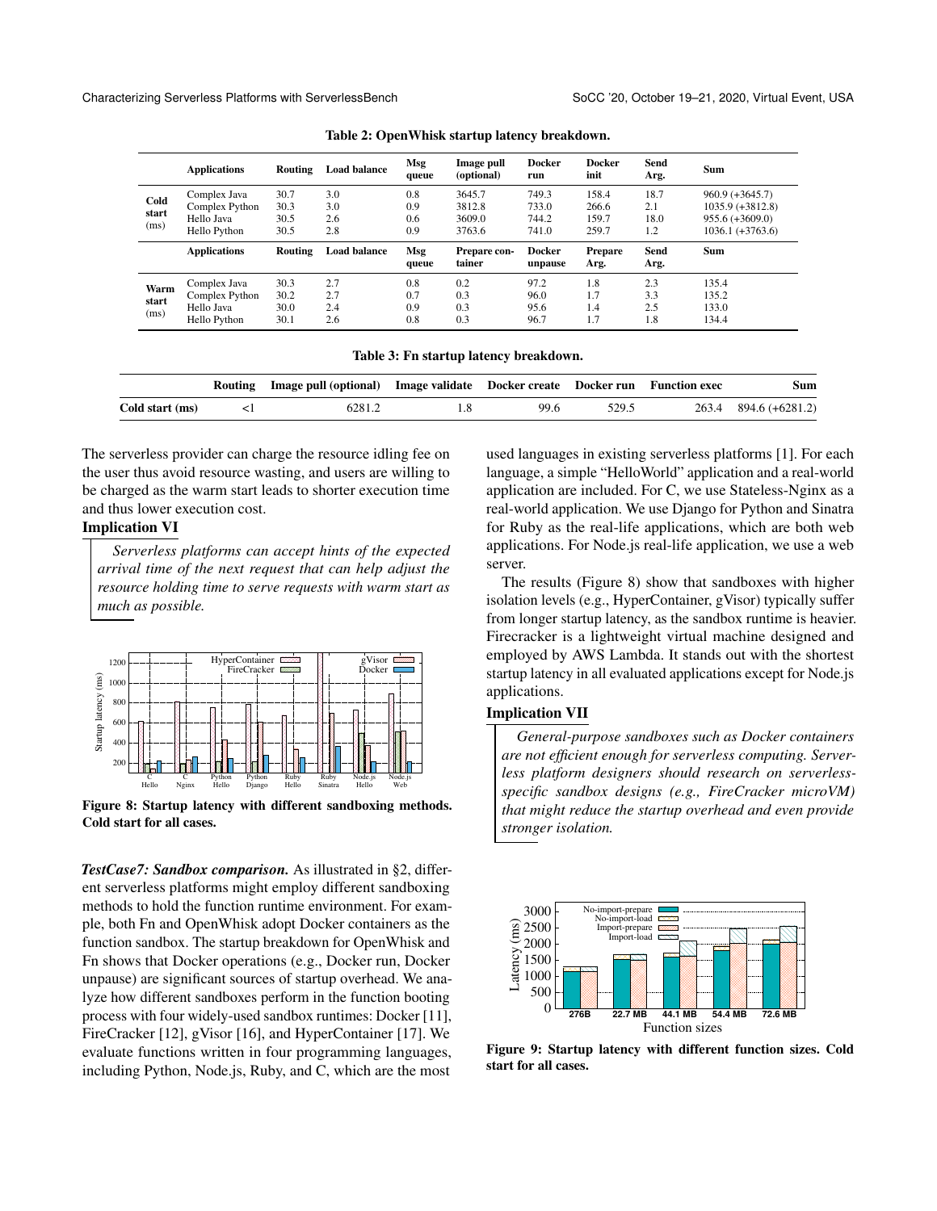Table 2: OpenWhisk startup latency breakdown.

| | Applications | Routing | Load balance | Msg queue | Image pull (optional) | Docker run | Docker init | Send Arg. | Sum |
|---|---|---|---|---|---|---|---|---|---|
| Cold start (ms) | Complex Java | 30.7 | 3.0 | 0.8 | 3645.7 | 749.3 | 158.4 | 18.7 | 960.9 (+3645.7) |
| | Complex Python | 30.3 | 3.0 | 0.9 | 3812.8 | 733.0 | 266.6 | 2.1 | 1035.9 (+3812.8) |
| | Hello Java | 30.5 | 2.6 | 0.6 | 3609.0 | 744.2 | 159.7 | 18.0 | 955.6 (+3609.0) |
| | Hello Python | 30.5 | 2.8 | 0.9 | 3763.6 | 741.0 | 259.7 | 1.2 | 1036.1 (+3763.6) |
| | **Applications** | **Routing** | **Load balance** | **Msg queue** | **Prepare container** | **Docker unpause** | **Prepare Arg.** | **Send Arg.** | **Sum** |
| Warm start (ms) | Complex Java | 30.3 | 2.7 | 0.8 | 0.2 | 97.2 | 1.8 | 2.3 | 135.4 |
| | Complex Python | 30.2 | 2.7 | 0.7 | 0.3 | 96.0 | 1.7 | 3.3 | 135.2 |
| | Hello Java | 30.0 | 2.4 | 0.9 | 0.3 | 95.6 | 1.4 | 2.5 | 133.0 |
| | Hello Python | 30.1 | 2.6 | 0.8 | 0.3 | 96.7 | 1.7 | 1.8 | 134.4 |

Table 3: Fn startup latency breakdown.

| | Routing | Image pull (optional) | Image validate | Docker create | Docker run | Function exec | Sum |
|---|---|---|---|---|---|---|---|
| Cold start (ms) | <1 | 6281.2 | 1.8 | 99.6 | 529.5 | 263.4 | 894.6 (+6281.2) |

The serverless provider can charge the resource idling fee on the user thus avoid resource wasting, and users are willing to be charged as the warm start leads to shorter execution time and thus lower execution cost.

**Implication VI**

> *Serverless platforms can accept hints of the expected arrival time of the next request that can help adjust the resource holding time to serve requests with warm start as much as possible.*

Figure 8: Startup latency with different sandboxing methods. Cold start for all cases.

***TestCase7: Sandbox comparison.*** As illustrated in §2, different serverless platforms might employ different sandboxing methods to hold the function runtime environment. For example, both Fn and OpenWhisk adopt Docker containers as the function sandbox. The startup breakdown for OpenWhisk and Fn shows that Docker operations (e.g., Docker run, Docker unpause) are significant sources of startup overhead. We analyze how different sandboxes perform in the function booting process with four widely-used sandbox runtimes: Docker [11], FireCracker [12], gVisor [16], and HyperContainer [17]. We evaluate functions written in four programming languages, including Python, Node.js, Ruby, and C, which are the most used languages in existing serverless platforms [1]. For each language, a simple "HelloWorld" application and a real-world application are included. For C, we use Stateless-Nginx as a real-world application. We use Django for Python and Sinatra for Ruby as the real-life applications, which are both web applications. For Node.js real-life application, we use a web server.

The results (Figure 8) show that sandboxes with higher isolation levels (e.g., HyperContainer, gVisor) typically suffer from longer startup latency, as the sandbox runtime is heavier. Firecracker is a lightweight virtual machine designed and employed by AWS Lambda. It stands out with the shortest startup latency in all evaluated applications except for Node.js applications.

**Implication VII**

> *General-purpose sandboxes such as Docker containers are not efficient enough for serverless computing. Serverless platform designers should research on serverless-specific sandbox designs (e.g., FireCracker microVM) that might reduce the startup overhead and even provide stronger isolation.*

Figure 9: Startup latency with different function sizes. Cold start for all cases.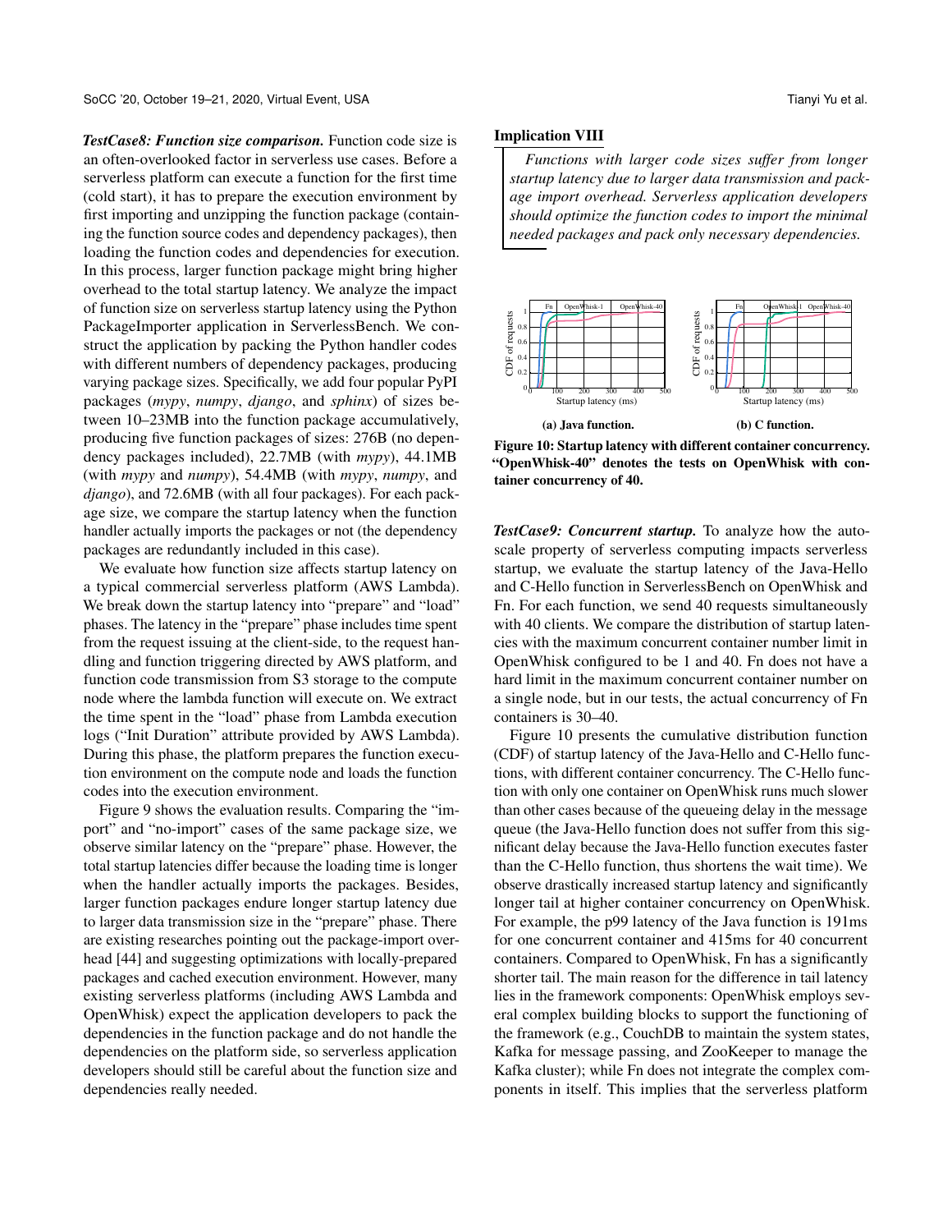***TestCase8: Function size comparison.*** Function code size is an often-overlooked factor in serverless use cases. Before a serverless platform can execute a function for the first time (cold start), it has to prepare the execution environment by first importing and unzipping the function package (containing the function source codes and dependency packages), then loading the function codes and dependencies for execution. In this process, larger function package might bring higher overhead to the total startup latency. We analyze the impact of function size on serverless startup latency using the Python PackageImporter application in ServerlessBench. We construct the application by packing the Python handler codes with different numbers of dependency packages, producing varying package sizes. Specifically, we add four popular PyPI packages (*mypy*, *numpy*, *django*, and *sphinx*) of sizes between 10–23MB into the function package accumulatively, producing five function packages of sizes: 276B (no dependency packages included), 22.7MB (with *mypy*), 44.1MB (with *mypy* and *numpy*), 54.4MB (with *mypy*, *numpy*, and *django*), and 72.6MB (with all four packages). For each package size, we compare the startup latency when the function handler actually imports the packages or not (the dependency packages are redundantly included in this case).

We evaluate how function size affects startup latency on a typical commercial serverless platform (AWS Lambda). We break down the startup latency into "prepare" and "load" phases. The latency in the "prepare" phase includes time spent from the request issuing at the client-side, to the request handling and function triggering directed by AWS platform, and function code transmission from S3 storage to the compute node where the lambda function will execute on. We extract the time spent in the "load" phase from Lambda execution logs ("Init Duration" attribute provided by AWS Lambda). During this phase, the platform prepares the function execution environment on the compute node and loads the function codes into the execution environment.

Figure 9 shows the evaluation results. Comparing the "import" and "no-import" cases of the same package size, we observe similar latency on the "prepare" phase. However, the total startup latencies differ because the loading time is longer when the handler actually imports the packages. Besides, larger function packages endure longer startup latency due to larger data transmission size in the "prepare" phase. There are existing researches pointing out the package-import overhead [44] and suggesting optimizations with locally-prepared packages and cached execution environment. However, many existing serverless platforms (including AWS Lambda and OpenWhisk) expect the application developers to pack the dependencies in the function package and do not handle the dependencies on the platform side, so serverless application developers should still be careful about the function size and dependencies really needed.

**Implication VIII**

> *Functions with larger code sizes suffer from longer startup latency due to larger data transmission and package import overhead. Serverless application developers should optimize the function codes to import the minimal needed packages and pack only necessary dependencies.*

**Figure 10: Startup latency with different container concurrency. "OpenWhisk-40" denotes the tests on OpenWhisk with container concurrency of 40.** (a) Java function. (b) C function.

***TestCase9: Concurrent startup.*** To analyze how the autoscale property of serverless computing impacts serverless startup, we evaluate the startup latency of the Java-Hello and C-Hello function in ServerlessBench on OpenWhisk and Fn. For each function, we send 40 requests simultaneously with 40 clients. We compare the distribution of startup latencies with the maximum concurrent container number limit in OpenWhisk configured to be 1 and 40. Fn does not have a hard limit in the maximum concurrent container number on a single node, but in our tests, the actual concurrency of Fn containers is 30–40.

Figure 10 presents the cumulative distribution function (CDF) of startup latency of the Java-Hello and C-Hello functions, with different container concurrency. The C-Hello function with only one container on OpenWhisk runs much slower than other cases because of the queueing delay in the message queue (the Java-Hello function does not suffer from this significant delay because the Java-Hello function executes faster than the C-Hello function, thus shortens the wait time). We observe drastically increased startup latency and significantly longer tail at higher container concurrency on OpenWhisk. For example, the p99 latency of the Java function is 191ms for one concurrent container and 415ms for 40 concurrent containers. Compared to OpenWhisk, Fn has a significantly shorter tail. The main reason for the difference in tail latency lies in the framework components: OpenWhisk employs several complex building blocks to support the functioning of the framework (e.g., CouchDB to maintain the system states, Kafka for message passing, and ZooKeeper to manage the Kafka cluster); while Fn does not integrate the complex components in itself. This implies that the serverless platform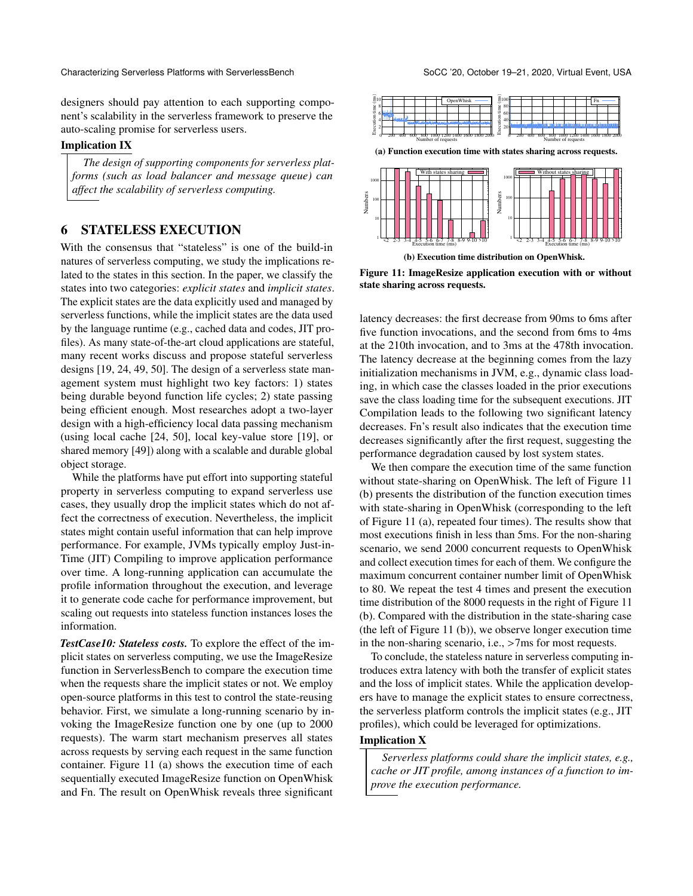designers should pay attention to each supporting component's scalability in the serverless framework to preserve the auto-scaling promise for serverless users.

**Implication IX**

*The design of supporting components for serverless platforms (such as load balancer and message queue) can affect the scalability of serverless computing.*

# 6 STATELESS EXECUTION

With the consensus that "stateless" is one of the build-in natures of serverless computing, we study the implications related to the states in this section. In the paper, we classify the states into two categories: *explicit states* and *implicit states*. The explicit states are the data explicitly used and managed by serverless functions, while the implicit states are the data used by the language runtime (e.g., cached data and codes, JIT profiles). As many state-of-the-art cloud applications are stateful, many recent works discuss and propose stateful serverless designs [19, 24, 49, 50]. The design of a serverless state management system must highlight two key factors: 1) states being durable beyond function life cycles; 2) state passing being efficient enough. Most researches adopt a two-layer design with a high-efficiency local data passing mechanism (using local cache [24, 50], local key-value store [19], or shared memory [49]) along with a scalable and durable global object storage.

While the platforms have put effort into supporting stateful property in serverless computing to expand serverless use cases, they usually drop the implicit states which do not affect the correctness of execution. Nevertheless, the implicit states might contain useful information that can help improve performance. For example, JVMs typically employ Just-in-Time (JIT) Compiling to improve application performance over time. A long-running application can accumulate the profile information throughout the execution, and leverage it to generate code cache for performance improvement, but scaling out requests into stateless function instances loses the information.

***TestCase10: Stateless costs.*** To explore the effect of the implicit states on serverless computing, we use the ImageResize function in ServerlessBench to compare the execution time when the requests share the implicit states or not. We employ open-source platforms in this test to control the state-reusing behavior. First, we simulate a long-running scenario by invoking the ImageResize function one by one (up to 2000 requests). The warm start mechanism preserves all states across requests by serving each request in the same function container. Figure 11 (a) shows the execution time of each sequentially executed ImageResize function on OpenWhisk and Fn. The result on OpenWhisk reveals three significant

**(a) Function execution time with states sharing across requests.**

**(b) Execution time distribution on OpenWhisk.**

**Figure 11: ImageResize application execution with or without state sharing across requests.**

latency decreases: the first decrease from 90ms to 6ms after five function invocations, and the second from 6ms to 4ms at the 210th invocation, and to 3ms at the 478th invocation. The latency decrease at the beginning comes from the lazy initialization mechanisms in JVM, e.g., dynamic class loading, in which case the classes loaded in the prior executions save the class loading time for the subsequent executions. JIT Compilation leads to the following two significant latency decreases. Fn's result also indicates that the execution time decreases significantly after the first request, suggesting the performance degradation caused by lost system states.

We then compare the execution time of the same function without state-sharing on OpenWhisk. The left of Figure 11 (b) presents the distribution of the function execution times with state-sharing in OpenWhisk (corresponding to the left of Figure 11 (a), repeated four times). The results show that most executions finish in less than 5ms. For the non-sharing scenario, we send 2000 concurrent requests to OpenWhisk and collect execution times for each of them. We configure the maximum concurrent container number limit of OpenWhisk to 80. We repeat the test 4 times and present the execution time distribution of the 8000 requests in the right of Figure 11 (b). Compared with the distribution in the state-sharing case (the left of Figure 11 (b)), we observe longer execution time in the non-sharing scenario, i.e., >7ms for most requests.

To conclude, the stateless nature in serverless computing introduces extra latency with both the transfer of explicit states and the loss of implicit states. While the application developers have to manage the explicit states to ensure correctness, the serverless platform controls the implicit states (e.g., JIT profiles), which could be leveraged for optimizations.

**Implication X**

*Serverless platforms could share the implicit states, e.g., cache or JIT profile, among instances of a function to improve the execution performance.*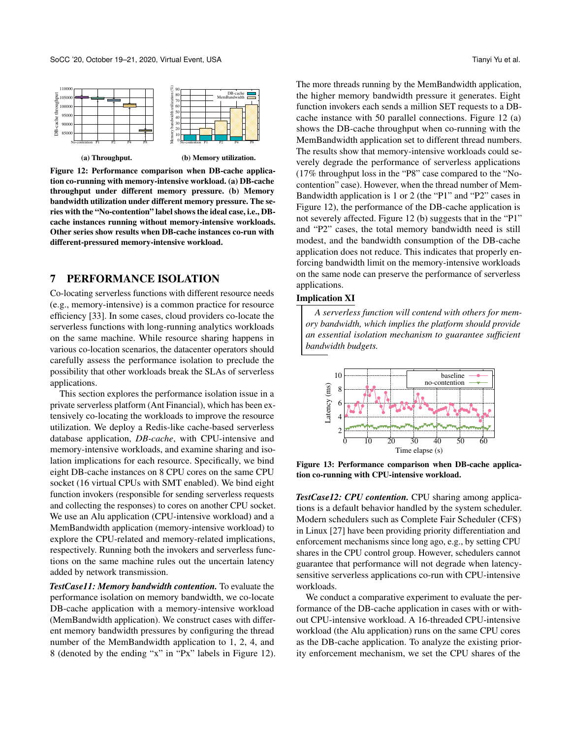(a) Throughput.

(b) Memory utilization.

**Figure 12: Performance comparison when DB-cache application co-running with memory-intensive workload. (a) DB-cache throughput under different memory pressure. (b) Memory bandwidth utilization under different memory pressure. The series with the "No-contention" label shows the ideal case, i.e., DB-cache instances running without memory-intensive workloads. Other series show results when DB-cache instances co-run with different-pressured memory-intensive workload.**

## 7 PERFORMANCE ISOLATION

Co-locating serverless functions with different resource needs (e.g., memory-intensive) is a common practice for resource efficiency [33]. In some cases, cloud providers co-locate the serverless functions with long-running analytics workloads on the same machine. While resource sharing happens in various co-location scenarios, the datacenter operators should carefully assess the performance isolation to preclude the possibility that other workloads break the SLAs of serverless applications.

This section explores the performance isolation issue in a private serverless platform (Ant Financial), which has been extensively co-locating the workloads to improve the resource utilization. We deploy a Redis-like cache-based serverless database application, *DB-cache*, with CPU-intensive and memory-intensive workloads, and examine sharing and isolation implications for each resource. Specifically, we bind eight DB-cache instances on 8 CPU cores on the same CPU socket (16 virtual CPUs with SMT enabled). We bind eight function invokers (responsible for sending serverless requests and collecting the responses) to cores on another CPU socket. We use an Alu application (CPU-intensive workload) and a MemBandwidth application (memory-intensive workload) to explore the CPU-related and memory-related implications, respectively. Running both the invokers and serverless functions on the same machine rules out the uncertain latency added by network transmission.

***TestCase11: Memory bandwidth contention.*** To evaluate the performance isolation on memory bandwidth, we co-locate DB-cache application with a memory-intensive workload (MemBandwidth application). We construct cases with different memory bandwidth pressures by configuring the thread number of the MemBandwidth application to 1, 2, 4, and 8 (denoted by the ending "x" in "Px" labels in Figure 12). The more threads running by the MemBandwidth application, the higher memory bandwidth pressure it generates. Eight function invokers each sends a million SET requests to a DB-cache instance with 50 parallel connections. Figure 12 (a) shows the DB-cache throughput when co-running with the MemBandwidth application set to different thread numbers. The results show that memory-intensive workloads could severely degrade the performance of serverless applications (17% throughput loss in the "P8" case compared to the "No-contention" case). However, when the thread number of MemBandwidth application is 1 or 2 (the "P1" and "P2" cases in Figure 12), the performance of the DB-cache application is not severely affected. Figure 12 (b) suggests that in the "P1" and "P2" cases, the total memory bandwidth need is still modest, and the bandwidth consumption of the DB-cache application does not reduce. This indicates that properly enforcing bandwidth limit on the memory-intensive workloads on the same node can preserve the performance of serverless applications.

**Implication XI**

> *A serverless function will contend with others for memory bandwidth, which implies the platform should provide an essential isolation mechanism to guarantee sufficient bandwidth budgets.*

**Figure 13: Performance comparison when DB-cache application co-running with CPU-intensive workload.**

***TestCase12: CPU contention.*** CPU sharing among applications is a default behavior handled by the system scheduler. Modern schedulers such as Complete Fair Scheduler (CFS) in Linux [27] have been providing priority differentiation and enforcement mechanisms since long ago, e.g., by setting CPU shares in the CPU control group. However, schedulers cannot guarantee that performance will not degrade when latency-sensitive serverless applications co-run with CPU-intensive workloads.

We conduct a comparative experiment to evaluate the performance of the DB-cache application in cases with or without CPU-intensive workload. A 16-threaded CPU-intensive workload (the Alu application) runs on the same CPU cores as the DB-cache application. To analyze the existing priority enforcement mechanism, we set the CPU shares of the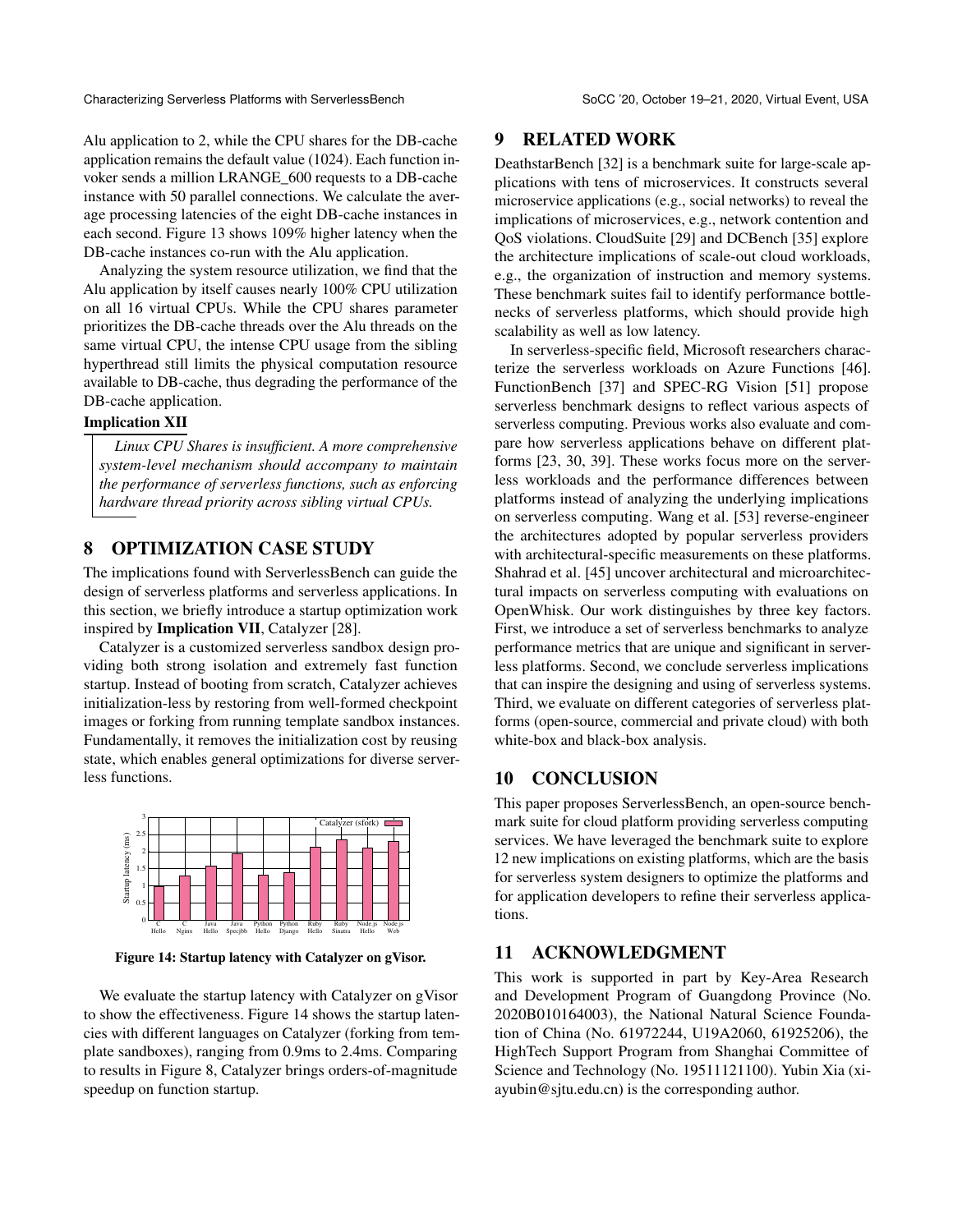Alu application to 2, while the CPU shares for the DB-cache application remains the default value (1024). Each function invoker sends a million LRANGE_600 requests to a DB-cache instance with 50 parallel connections. We calculate the average processing latencies of the eight DB-cache instances in each second. Figure 13 shows 109% higher latency when the DB-cache instances co-run with the Alu application.

Analyzing the system resource utilization, we find that the Alu application by itself causes nearly 100% CPU utilization on all 16 virtual CPUs. While the CPU shares parameter prioritizes the DB-cache threads over the Alu threads on the same virtual CPU, the intense CPU usage from the sibling hyperthread still limits the physical computation resource available to DB-cache, thus degrading the performance of the DB-cache application.

**Implication XII**

*Linux CPU Shares is insufficient. A more comprehensive system-level mechanism should accompany to maintain the performance of serverless functions, such as enforcing hardware thread priority across sibling virtual CPUs.*

## 8 OPTIMIZATION CASE STUDY

The implications found with ServerlessBench can guide the design of serverless platforms and serverless applications. In this section, we briefly introduce a startup optimization work inspired by **Implication VII**, Catalyzer [28].

Catalyzer is a customized serverless sandbox design providing both strong isolation and extremely fast function startup. Instead of booting from scratch, Catalyzer achieves initialization-less by restoring from well-formed checkpoint images or forking from running template sandbox instances. Fundamentally, it removes the initialization cost by reusing state, which enables general optimizations for diverse serverless functions.

**Figure 14: Startup latency with Catalyzer on gVisor.**

We evaluate the startup latency with Catalyzer on gVisor to show the effectiveness. Figure 14 shows the startup latencies with different languages on Catalyzer (forking from template sandboxes), ranging from 0.9ms to 2.4ms. Comparing to results in Figure 8, Catalyzer brings orders-of-magnitude speedup on function startup.

## 9 RELATED WORK

DeathstarBench [32] is a benchmark suite for large-scale applications with tens of microservices. It constructs several microservice applications (e.g., social networks) to reveal the implications of microservices, e.g., network contention and QoS violations. CloudSuite [29] and DCBench [35] explore the architecture implications of scale-out cloud workloads, e.g., the organization of instruction and memory systems. These benchmark suites fail to identify performance bottlenecks of serverless platforms, which should provide high scalability as well as low latency.

In serverless-specific field, Microsoft researchers characterize the serverless workloads on Azure Functions [46]. FunctionBench [37] and SPEC-RG Vision [51] propose serverless benchmark designs to reflect various aspects of serverless computing. Previous works also evaluate and compare how serverless applications behave on different platforms [23, 30, 39]. These works focus more on the serverless workloads and the performance differences between platforms instead of analyzing the underlying implications on serverless computing. Wang et al. [53] reverse-engineer the architectures adopted by popular serverless providers with architectural-specific measurements on these platforms. Shahrad et al. [45] uncover architectural and microarchitectural impacts on serverless computing with evaluations on OpenWhisk. Our work distinguishes by three key factors. First, we introduce a set of serverless benchmarks to analyze performance metrics that are unique and significant in serverless platforms. Second, we conclude serverless implications that can inspire the designing and using of serverless systems. Third, we evaluate on different categories of serverless platforms (open-source, commercial and private cloud) with both white-box and black-box analysis.

## 10 CONCLUSION

This paper proposes ServerlessBench, an open-source benchmark suite for cloud platform providing serverless computing services. We have leveraged the benchmark suite to explore 12 new implications on existing platforms, which are the basis for serverless system designers to optimize the platforms and for application developers to refine their serverless applications.

## 11 ACKNOWLEDGMENT

This work is supported in part by Key-Area Research and Development Program of Guangdong Province (No. 2020B010164003), the National Natural Science Foundation of China (No. 61972244, U19A2060, 61925206), the HighTech Support Program from Shanghai Committee of Science and Technology (No. 19511121100). Yubin Xia (xiayubin@sjtu.edu.cn) is the corresponding author.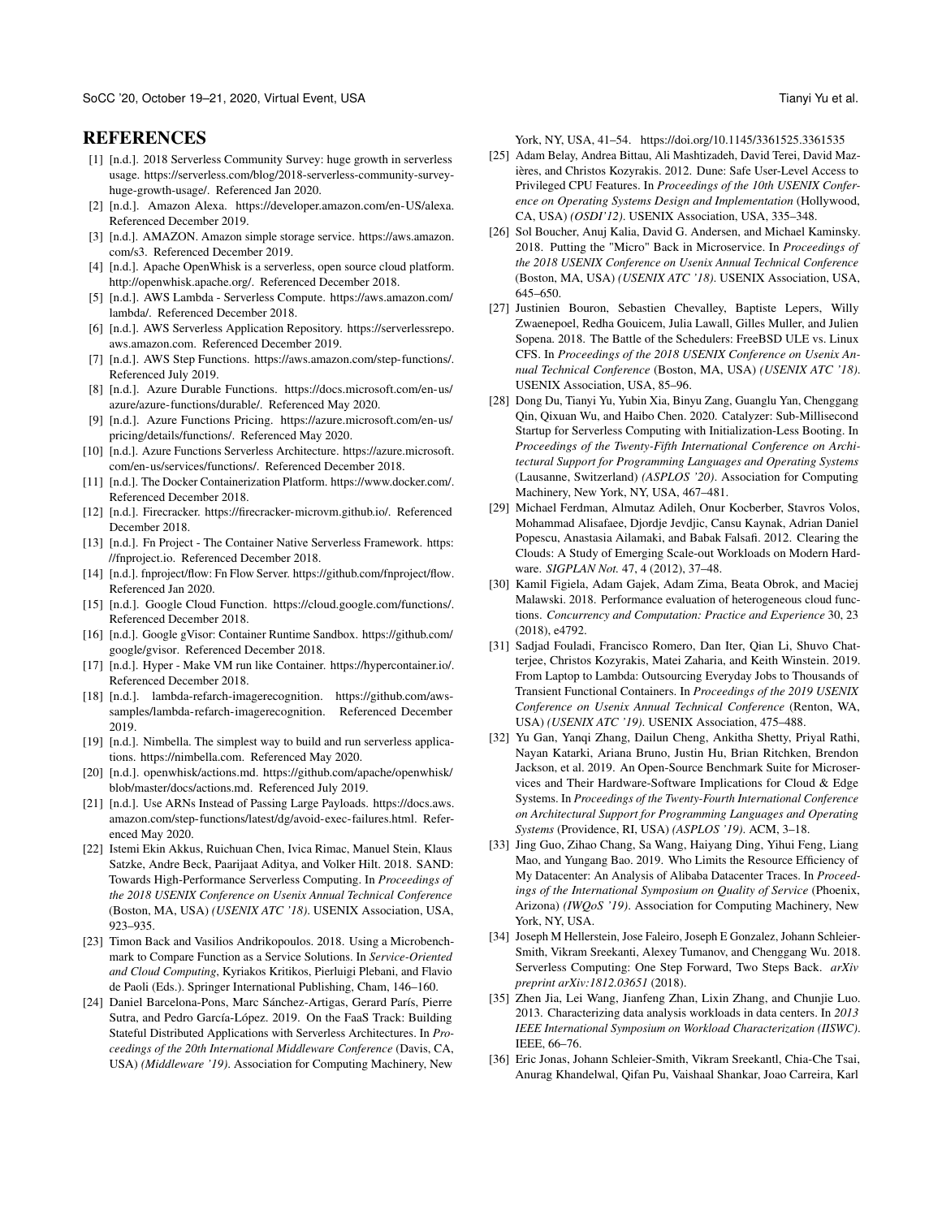# REFERENCES

[1] [n.d.]. 2018 Serverless Community Survey: huge growth in serverless usage. https://serverless.com/blog/2018-serverless-community-survey-huge-growth-usage/. Referenced Jan 2020.

[2] [n.d.]. Amazon Alexa. https://developer.amazon.com/en-US/alexa. Referenced December 2019.

[3] [n.d.]. AMAZON. Amazon simple storage service. https://aws.amazon.com/s3. Referenced December 2019.

[4] [n.d.]. Apache OpenWhisk is a serverless, open source cloud platform. http://openwhisk.apache.org/. Referenced December 2018.

[5] [n.d.]. AWS Lambda - Serverless Compute. https://aws.amazon.com/lambda/. Referenced December 2018.

[6] [n.d.]. AWS Serverless Application Repository. https://serverlessrepo.aws.amazon.com. Referenced December 2019.

[7] [n.d.]. AWS Step Functions. https://aws.amazon.com/step-functions/. Referenced July 2019.

[8] [n.d.]. Azure Durable Functions. https://docs.microsoft.com/en-us/azure/azure-functions/durable/. Referenced May 2020.

[9] [n.d.]. Azure Functions Pricing. https://azure.microsoft.com/en-us/pricing/details/functions/. Referenced May 2020.

[10] [n.d.]. Azure Functions Serverless Architecture. https://azure.microsoft.com/en-us/services/functions/. Referenced December 2018.

[11] [n.d.]. The Docker Containerization Platform. https://www.docker.com/. Referenced December 2018.

[12] [n.d.]. Firecracker. https://firecracker-microvm.github.io/. Referenced December 2018.

[13] [n.d.]. Fn Project - The Container Native Serverless Framework. https://fnproject.io. Referenced December 2018.

[14] [n.d.]. fnproject/flow: Fn Flow Server. https://github.com/fnproject/flow. Referenced Jan 2020.

[15] [n.d.]. Google Cloud Function. https://cloud.google.com/functions/. Referenced December 2018.

[16] [n.d.]. Google gVisor: Container Runtime Sandbox. https://github.com/google/gvisor. Referenced December 2018.

[17] [n.d.]. Hyper - Make VM run like Container. https://hypercontainer.io/. Referenced December 2018.

[18] [n.d.]. lambda-refarch-imagerecognition. https://github.com/aws-samples/lambda-refarch-imagerecognition. Referenced December 2019.

[19] [n.d.]. Nimbella. The simplest way to build and run serverless applications. https://nimbella.com. Referenced May 2020.

[20] [n.d.]. openwhisk/actions.md. https://github.com/apache/openwhisk/blob/master/docs/actions.md. Referenced July 2019.

[21] [n.d.]. Use ARNs Instead of Passing Large Payloads. https://docs.aws.amazon.com/step-functions/latest/dg/avoid-exec-failures.html. Referenced May 2020.

[22] Istemi Ekin Akkus, Ruichuan Chen, Ivica Rimac, Manuel Stein, Klaus Satzke, Andre Beck, Paarijaat Aditya, and Volker Hilt. 2018. SAND: Towards High-Performance Serverless Computing. In *Proceedings of the 2018 USENIX Conference on Usenix Annual Technical Conference* (Boston, MA, USA) *(USENIX ATC '18)*. USENIX Association, USA, 923–935.

[23] Timon Back and Vasilios Andrikopoulos. 2018. Using a Microbenchmark to Compare Function as a Service Solutions. In *Service-Oriented and Cloud Computing*, Kyriakos Kritikos, Pierluigi Plebani, and Flavio de Paoli (Eds.). Springer International Publishing, Cham, 146–160.

[24] Daniel Barcelona-Pons, Marc Sánchez-Artigas, Gerard París, Pierre Sutra, and Pedro García-López. 2019. On the FaaS Track: Building Stateful Distributed Applications with Serverless Architectures. In *Proceedings of the 20th International Middleware Conference* (Davis, CA, USA) *(Middleware '19)*. Association for Computing Machinery, New York, NY, USA, 41–54. https://doi.org/10.1145/3361525.3361535

[25] Adam Belay, Andrea Bittau, Ali Mashtizadeh, David Terei, David Mazières, and Christos Kozyrakis. 2012. Dune: Safe User-Level Access to Privileged CPU Features. In *Proceedings of the 10th USENIX Conference on Operating Systems Design and Implementation* (Hollywood, CA, USA) *(OSDI'12)*. USENIX Association, USA, 335–348.

[26] Sol Boucher, Anuj Kalia, David G. Andersen, and Michael Kaminsky. 2018. Putting the "Micro" Back in Microservice. In *Proceedings of the 2018 USENIX Conference on Usenix Annual Technical Conference* (Boston, MA, USA) *(USENIX ATC '18)*. USENIX Association, USA, 645–650.

[27] Justinien Bouron, Sebastien Chevalley, Baptiste Lepers, Willy Zwaenepoel, Redha Gouicem, Julia Lawall, Gilles Muller, and Julien Sopena. 2018. The Battle of the Schedulers: FreeBSD ULE vs. Linux CFS. In *Proceedings of the 2018 USENIX Conference on Usenix Annual Technical Conference* (Boston, MA, USA) *(USENIX ATC '18)*. USENIX Association, USA, 85–96.

[28] Dong Du, Tianyi Yu, Yubin Xia, Binyu Zang, Guanglu Yan, Chenggang Qin, Qixuan Wu, and Haibo Chen. 2020. Catalyzer: Sub-Millisecond Startup for Serverless Computing with Initialization-Less Booting. In *Proceedings of the Twenty-Fifth International Conference on Architectural Support for Programming Languages and Operating Systems* (Lausanne, Switzerland) *(ASPLOS '20)*. Association for Computing Machinery, New York, NY, USA, 467–481.

[29] Michael Ferdman, Almutaz Adileh, Onur Kocberber, Stavros Volos, Mohammad Alisafaee, Djordje Jevdjic, Cansu Kaynak, Adrian Daniel Popescu, Anastasia Ailamaki, and Babak Falsafi. 2012. Clearing the Clouds: A Study of Emerging Scale-out Workloads on Modern Hardware. *SIGPLAN Not.* 47, 4 (2012), 37–48.

[30] Kamil Figiela, Adam Gajek, Adam Zima, Beata Obrok, and Maciej Malawski. 2018. Performance evaluation of heterogeneous cloud functions. *Concurrency and Computation: Practice and Experience* 30, 23 (2018), e4792.

[31] Sadjad Fouladi, Francisco Romero, Dan Iter, Qian Li, Shuvo Chatterjee, Christos Kozyrakis, Matei Zaharia, and Keith Winstein. 2019. From Laptop to Lambda: Outsourcing Everyday Jobs to Thousands of Transient Functional Containers. In *Proceedings of the 2019 USENIX Conference on Usenix Annual Technical Conference* (Renton, WA, USA) *(USENIX ATC '19)*. USENIX Association, 475–488.

[32] Yu Gan, Yanqi Zhang, Dailun Cheng, Ankitha Shetty, Priyal Rathi, Nayan Katarki, Ariana Bruno, Justin Hu, Brian Ritchken, Brendon Jackson, et al. 2019. An Open-Source Benchmark Suite for Microservices and Their Hardware-Software Implications for Cloud & Edge Systems. In *Proceedings of the Twenty-Fourth International Conference on Architectural Support for Programming Languages and Operating Systems* (Providence, RI, USA) *(ASPLOS '19)*. ACM, 3–18.

[33] Jing Guo, Zihao Chang, Sa Wang, Haiyang Ding, Yihui Feng, Liang Mao, and Yungang Bao. 2019. Who Limits the Resource Efficiency of My Datacenter: An Analysis of Alibaba Datacenter Traces. In *Proceedings of the International Symposium on Quality of Service* (Phoenix, Arizona) *(IWQoS '19)*. Association for Computing Machinery, New York, NY, USA.

[34] Joseph M Hellerstein, Jose Faleiro, Joseph E Gonzalez, Johann Schleier-Smith, Vikram Sreekanti, Alexey Tumanov, and Chenggang Wu. 2018. Serverless Computing: One Step Forward, Two Steps Back. *arXiv preprint arXiv:1812.03651* (2018).

[35] Zhen Jia, Lei Wang, Jianfeng Zhan, Lixin Zhang, and Chunjie Luo. 2013. Characterizing data analysis workloads in data centers. In *2013 IEEE International Symposium on Workload Characterization (IISWC)*. IEEE, 66–76.

[36] Eric Jonas, Johann Schleier-Smith, Vikram Sreekantl, Chia-Che Tsai, Anurag Khandelwal, Qifan Pu, Vaishaal Shankar, Joao Carreira, Karl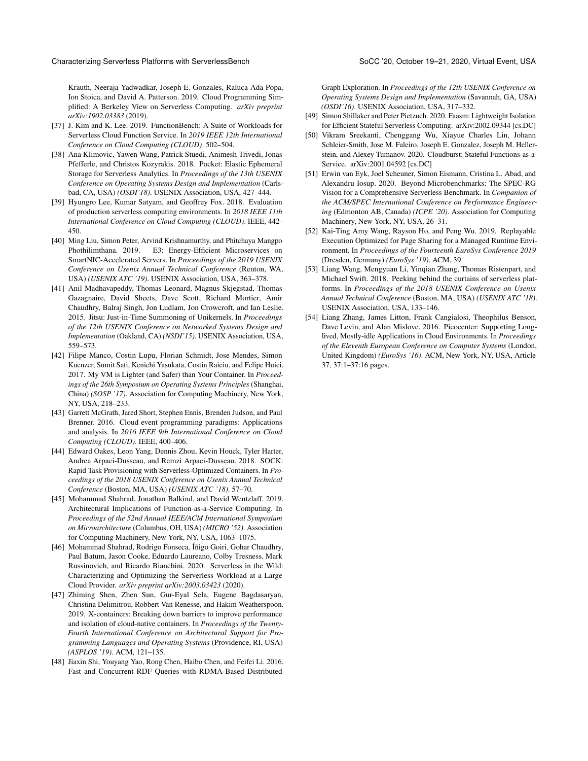Krauth, Neeraja Yadwadkar, Joseph E. Gonzales, Raluca Ada Popa, Ion Stoica, and David A. Patterson. 2019. Cloud Programming Simplified: A Berkeley View on Serverless Computing. *arXiv preprint arXiv:1902.03383* (2019).

[37] J. Kim and K. Lee. 2019. FunctionBench: A Suite of Workloads for Serverless Cloud Function Service. In *2019 IEEE 12th International Conference on Cloud Computing (CLOUD)*. 502–504.

[38] Ana Klimovic, Yawen Wang, Patrick Stuedi, Animesh Trivedi, Jonas Pfefferle, and Christos Kozyrakis. 2018. Pocket: Elastic Ephemeral Storage for Serverless Analytics. In *Proceedings of the 13th USENIX Conference on Operating Systems Design and Implementation* (Carlsbad, CA, USA) *(OSDI'18)*. USENIX Association, USA, 427–444.

[39] Hyungro Lee, Kumar Satyam, and Geoffrey Fox. 2018. Evaluation of production serverless computing environments. In *2018 IEEE 11th International Conference on Cloud Computing (CLOUD)*. IEEE, 442–450.

[40] Ming Liu, Simon Peter, Arvind Krishnamurthy, and Phitchaya Mangpo Phothilimthana. 2019. E3: Energy-Efficient Microservices on SmartNIC-Accelerated Servers. In *Proceedings of the 2019 USENIX Conference on Usenix Annual Technical Conference* (Renton, WA, USA) *(USENIX ATC '19)*. USENIX Association, USA, 363–378.

[41] Anil Madhavapeddy, Thomas Leonard, Magnus Skjegstad, Thomas Gazagnaire, David Sheets, Dave Scott, Richard Mortier, Amir Chaudhry, Balraj Singh, Jon Ludlam, Jon Crowcroft, and Ian Leslie. 2015. Jitsu: Just-in-Time Summoning of Unikernels. In *Proceedings of the 12th USENIX Conference on Networked Systems Design and Implementation* (Oakland, CA) *(NSDI'15)*. USENIX Association, USA, 559–573.

[42] Filipe Manco, Costin Lupu, Florian Schmidt, Jose Mendes, Simon Kuenzer, Sumit Sati, Kenichi Yasukata, Costin Raiciu, and Felipe Huici. 2017. My VM is Lighter (and Safer) than Your Container. In *Proceedings of the 26th Symposium on Operating Systems Principles* (Shanghai, China) *(SOSP '17)*. Association for Computing Machinery, New York, NY, USA, 218–233.

[43] Garrett McGrath, Jared Short, Stephen Ennis, Brenden Judson, and Paul Brenner. 2016. Cloud event programming paradigms: Applications and analysis. In *2016 IEEE 9th International Conference on Cloud Computing (CLOUD)*. IEEE, 400–406.

[44] Edward Oakes, Leon Yang, Dennis Zhou, Kevin Houck, Tyler Harter, Andrea Arpaci-Dusseau, and Remzi Arpaci-Dusseau. 2018. SOCK: Rapid Task Provisioning with Serverless-Optimized Containers. In *Proceedings of the 2018 USENIX Conference on Usenix Annual Technical Conference* (Boston, MA, USA) *(USENIX ATC '18)*. 57–70.

[45] Mohammad Shahrad, Jonathan Balkind, and David Wentzlaff. 2019. Architectural Implications of Function-as-a-Service Computing. In *Proceedings of the 52nd Annual IEEE/ACM International Symposium on Microarchitecture* (Columbus, OH, USA) *(MICRO '52)*. Association for Computing Machinery, New York, NY, USA, 1063–1075.

[46] Mohammad Shahrad, Rodrigo Fonseca, Íñigo Goiri, Gohar Chaudhry, Paul Batum, Jason Cooke, Eduardo Laureano, Colby Tresness, Mark Russinovich, and Ricardo Bianchini. 2020. Serverless in the Wild: Characterizing and Optimizing the Serverless Workload at a Large Cloud Provider. *arXiv preprint arXiv:2003.03423* (2020).

[47] Zhiming Shen, Zhen Sun, Gur-Eyal Sela, Eugene Bagdasaryan, Christina Delimitrou, Robbert Van Renesse, and Hakim Weatherspoon. 2019. X-containers: Breaking down barriers to improve performance and isolation of cloud-native containers. In *Proceedings of the Twenty-Fourth International Conference on Architectural Support for Programming Languages and Operating Systems* (Providence, RI, USA) *(ASPLOS '19)*. ACM, 121–135.

[48] Jiaxin Shi, Youyang Yao, Rong Chen, Haibo Chen, and Feifei Li. 2016. Fast and Concurrent RDF Queries with RDMA-Based Distributed Graph Exploration. In *Proceedings of the 12th USENIX Conference on Operating Systems Design and Implementation* (Savannah, GA, USA) *(OSDI'16)*. USENIX Association, USA, 317–332.

[49] Simon Shillaker and Peter Pietzuch. 2020. Faasm: Lightweight Isolation for Efficient Stateful Serverless Computing. arXiv:2002.09344 [cs.DC]

[50] Vikram Sreekanti, Chenggang Wu, Xiayue Charles Lin, Johann Schleier-Smith, Jose M. Faleiro, Joseph E. Gonzalez, Joseph M. Hellerstein, and Alexey Tumanov. 2020. Cloudburst: Stateful Functions-as-a-Service. arXiv:2001.04592 [cs.DC]

[51] Erwin van Eyk, Joel Scheuner, Simon Eismann, Cristina L. Abad, and Alexandru Iosup. 2020. Beyond Microbenchmarks: The SPEC-RG Vision for a Comprehensive Serverless Benchmark. In *Companion of the ACM/SPEC International Conference on Performance Engineering* (Edmonton AB, Canada) *(ICPE '20)*. Association for Computing Machinery, New York, NY, USA, 26–31.

[52] Kai-Ting Amy Wang, Rayson Ho, and Peng Wu. 2019. Replayable Execution Optimized for Page Sharing for a Managed Runtime Environment. In *Proceedings of the Fourteenth EuroSys Conference 2019* (Dresden, Germany) *(EuroSys '19)*. ACM, 39.

[53] Liang Wang, Mengyuan Li, Yinqian Zhang, Thomas Ristenpart, and Michael Swift. 2018. Peeking behind the curtains of serverless platforms. In *Proceedings of the 2018 USENIX Conference on Usenix Annual Technical Conference* (Boston, MA, USA) *(USENIX ATC '18)*. USENIX Association, USA, 133–146.

[54] Liang Zhang, James Litton, Frank Cangialosi, Theophilus Benson, Dave Levin, and Alan Mislove. 2016. Picocenter: Supporting Long-lived, Mostly-idle Applications in Cloud Environments. In *Proceedings of the Eleventh European Conference on Computer Systems* (London, United Kingdom) *(EuroSys '16)*. ACM, New York, NY, USA, Article 37, 37:1–37:16 pages.